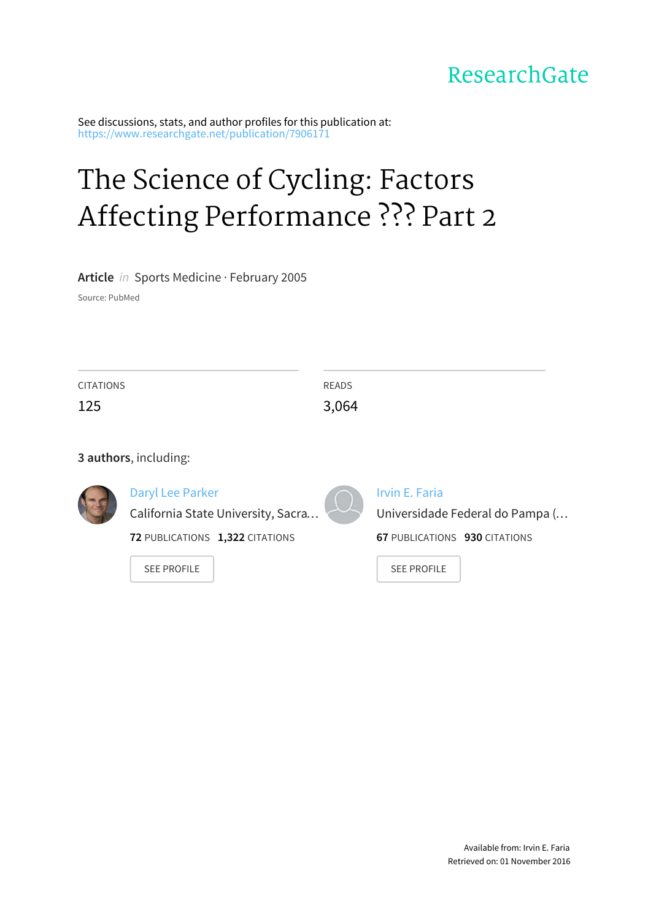ResearchGate

See discussions, stats, and author profiles for this publication at: https://www.researchgate.net/publication/7906171

# The Science of Cycling: Factors Affecting Performance ??? Part 2

**Article** *in* Sports Medicine · February 2005

Source: PubMed

| CITATIONS | READS |
|---|---|
| 125 | 3,064 |

**3 authors**, including:

Daryl Lee Parker
California State University, Sacra…
**72** PUBLICATIONS **1,322** CITATIONS
SEE PROFILE

Irvin E. Faria
Universidade Federal do Pampa (…
**67** PUBLICATIONS **930** CITATIONS
SEE PROFILE

Available from: Irvin E. Faria
Retrieved on: 01 November 2016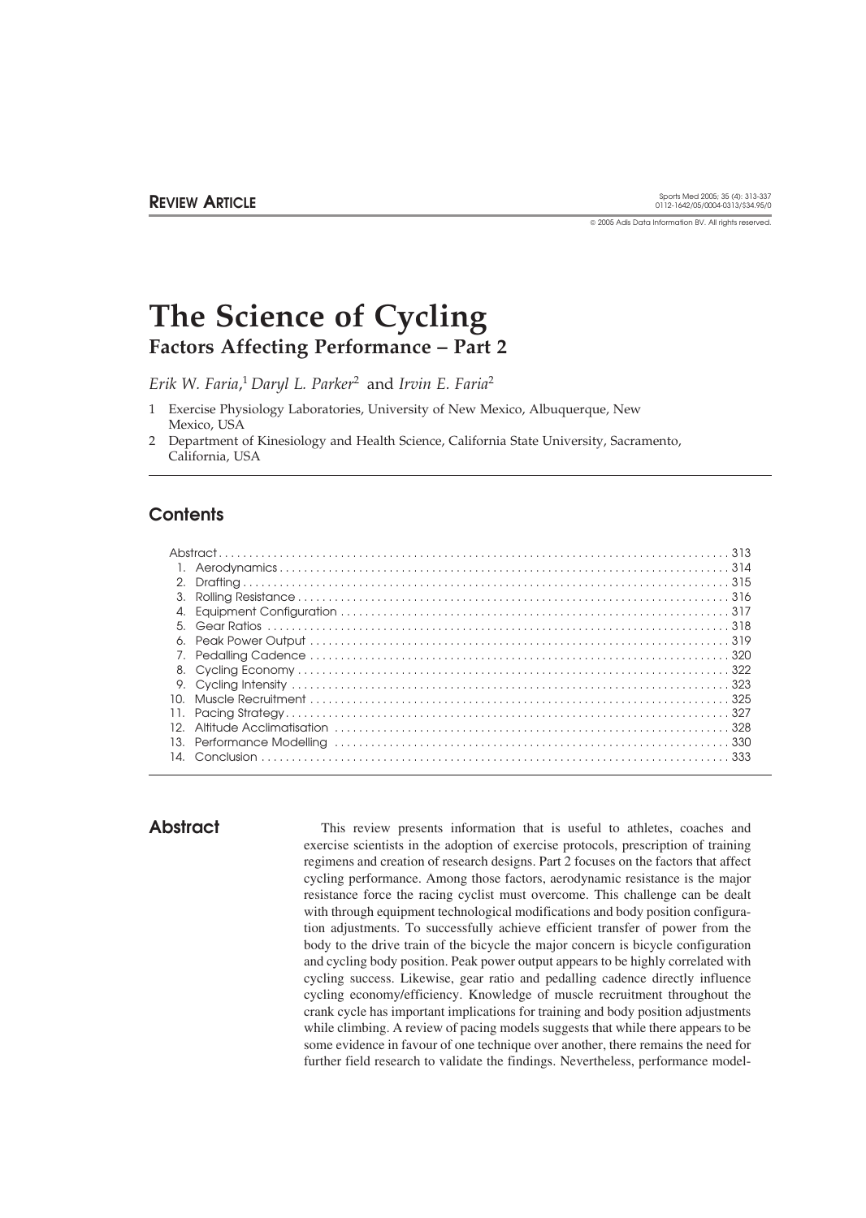**REVIEW ARTICLE**

© 2005 Adis Data Information BV. All rights reserved.

# The Science of Cycling

## Factors Affecting Performance – Part 2

*Erik W. Faria*,[1] *Daryl L. Parker*[2] and *Irvin E. Faria*[2]

1 Exercise Physiology Laboratories, University of New Mexico, Albuquerque, New Mexico, USA

2 Department of Kinesiology and Health Science, California State University, Sacramento, California, USA

## Contents

Abstract .......... 313
1. Aerodynamics .......... 314
2. Drafting .......... 315
3. Rolling Resistance .......... 316
4. Equipment Configuration .......... 317
5. Gear Ratios .......... 318
6. Peak Power Output .......... 319
7. Pedalling Cadence .......... 320
8. Cycling Economy .......... 322
9. Cycling Intensity .......... 323
10. Muscle Recruitment .......... 325
11. Pacing Strategy .......... 327
12. Altitude Acclimatisation .......... 328
13. Performance Modelling .......... 330
14. Conclusion .......... 333

## Abstract

This review presents information that is useful to athletes, coaches and exercise scientists in the adoption of exercise protocols, prescription of training regimens and creation of research designs. Part 2 focuses on the factors that affect cycling performance. Among those factors, aerodynamic resistance is the major resistance force the racing cyclist must overcome. This challenge can be dealt with through equipment technological modifications and body position configuration adjustments. To successfully achieve efficient transfer of power from the body to the drive train of the bicycle the major concern is bicycle configuration and cycling body position. Peak power output appears to be highly correlated with cycling success. Likewise, gear ratio and pedalling cadence directly influence cycling economy/efficiency. Knowledge of muscle recruitment throughout the crank cycle has important implications for training and body position adjustments while climbing. A review of pacing models suggests that while there appears to be some evidence in favour of one technique over another, there remains the need for further field research to validate the findings. Nevertheless, performance model-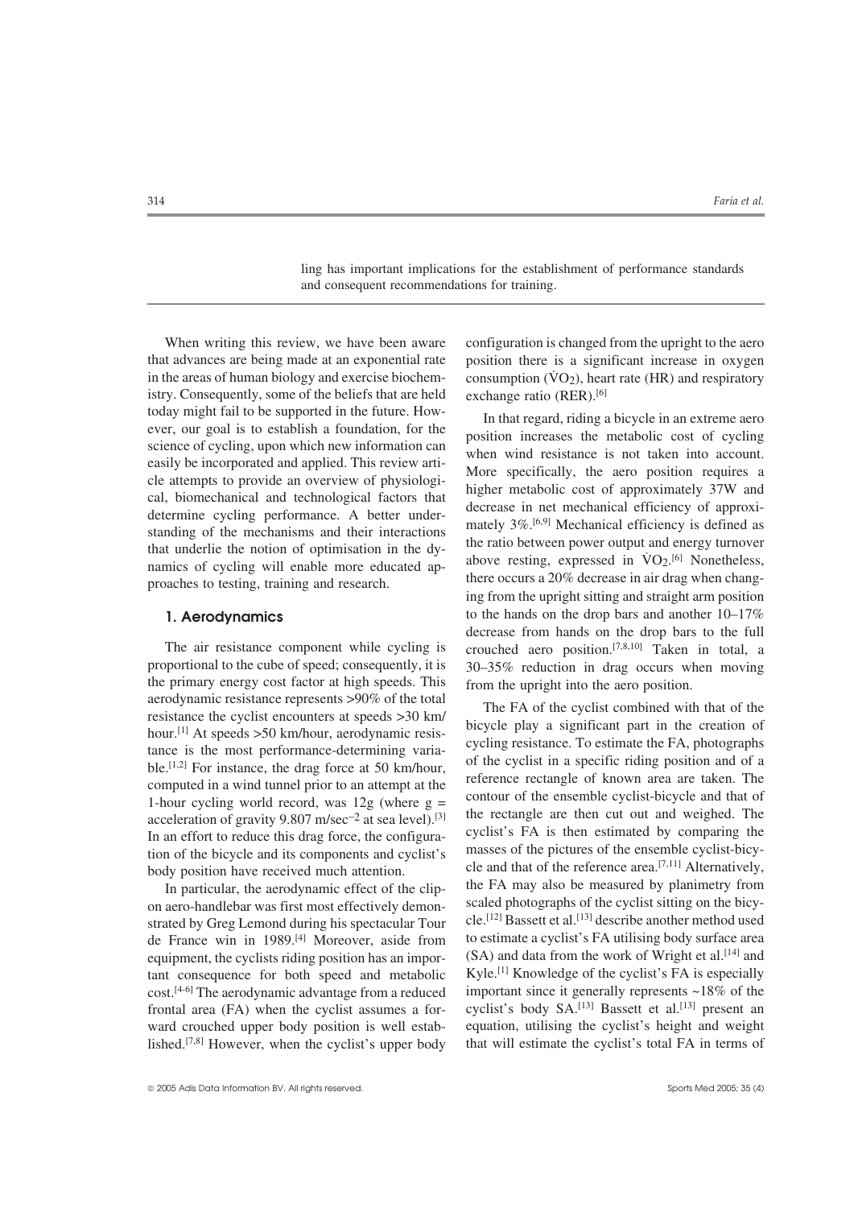ling has important implications for the establishment of performance standards and consequent recommendations for training.

When writing this review, we have been aware that advances are being made at an exponential rate in the areas of human biology and exercise biochemistry. Consequently, some of the beliefs that are held today might fail to be supported in the future. However, our goal is to establish a foundation, for the science of cycling, upon which new information can easily be incorporated and applied. This review article attempts to provide an overview of physiological, biomechanical and technological factors that determine cycling performance. A better understanding of the mechanisms and their interactions that underlie the notion of optimisation in the dynamics of cycling will enable more educated approaches to testing, training and research.

## 1. Aerodynamics

The air resistance component while cycling is proportional to the cube of speed; consequently, it is the primary energy cost factor at high speeds. This aerodynamic resistance represents >90% of the total resistance the cyclist encounters at speeds >30 km/hour.[1] At speeds >50 km/hour, aerodynamic resistance is the most performance-determining variable.[1,2] For instance, the drag force at 50 km/hour, computed in a wind tunnel prior to an attempt at the 1-hour cycling world record, was 12g (where g = acceleration of gravity 9.807 m/sec$^{-2}$ at sea level).[3] In an effort to reduce this drag force, the configuration of the bicycle and its components and cyclist's body position have received much attention.

In particular, the aerodynamic effect of the clip-on aero-handlebar was first most effectively demonstrated by Greg Lemond during his spectacular Tour de France win in 1989.[4] Moreover, aside from equipment, the cyclists riding position has an important consequence for both speed and metabolic cost.[4-6] The aerodynamic advantage from a reduced frontal area (FA) when the cyclist assumes a forward crouched upper body position is well established.[7,8] However, when the cyclist's upper body configuration is changed from the upright to the aero position there is a significant increase in oxygen consumption ($\dot{V}O_2$), heart rate (HR) and respiratory exchange ratio (RER).[6]

In that regard, riding a bicycle in an extreme aero position increases the metabolic cost of cycling when wind resistance is not taken into account. More specifically, the aero position requires a higher metabolic cost of approximately 37W and decrease in net mechanical efficiency of approximately 3%.[6,9] Mechanical efficiency is defined as the ratio between power output and energy turnover above resting, expressed in $\dot{V}O_2$.[6] Nonetheless, there occurs a 20% decrease in air drag when changing from the upright sitting and straight arm position to the hands on the drop bars and another 10–17% decrease from hands on the drop bars to the full crouched aero position.[7,8,10] Taken in total, a 30–35% reduction in drag occurs when moving from the upright into the aero position.

The FA of the cyclist combined with that of the bicycle play a significant part in the creation of cycling resistance. To estimate the FA, photographs of the cyclist in a specific riding position and of a reference rectangle of known area are taken. The contour of the ensemble cyclist-bicycle and that of the rectangle are then cut out and weighed. The cyclist's FA is then estimated by comparing the masses of the pictures of the ensemble cyclist-bicycle and that of the reference area.[7,11] Alternatively, the FA may also be measured by planimetry from scaled photographs of the cyclist sitting on the bicycle.[12] Bassett et al.[13] describe another method used to estimate a cyclist's FA utilising body surface area (SA) and data from the work of Wright et al.[14] and Kyle.[1] Knowledge of the cyclist's FA is especially important since it generally represents ~18% of the cyclist's body SA.[13] Bassett et al.[13] present an equation, utilising the cyclist's height and weight that will estimate the cyclist's total FA in terms of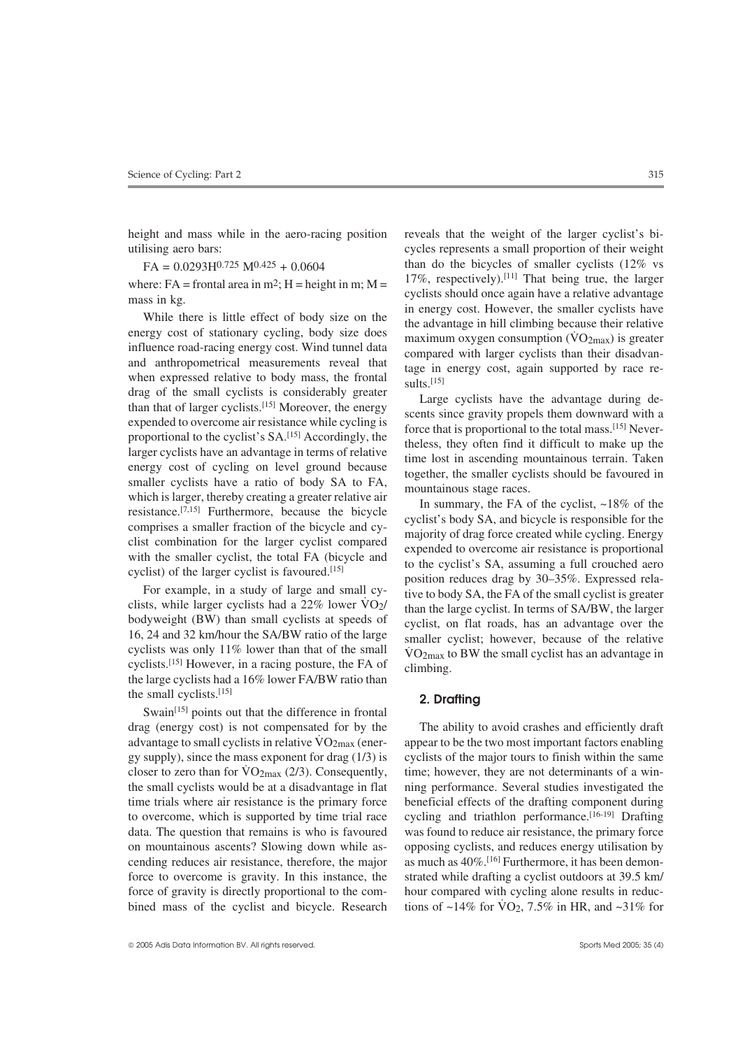height and mass while in the aero-racing position utilising aero bars:

$$FA = 0.0293H^{0.725} M^{0.425} + 0.0604$$

where: FA = frontal area in $m^2$; H = height in m; M = mass in kg.

While there is little effect of body size on the energy cost of stationary cycling, body size does influence road-racing energy cost. Wind tunnel data and anthropometrical measurements reveal that when expressed relative to body mass, the frontal drag of the small cyclists is considerably greater than that of larger cyclists.[15] Moreover, the energy expended to overcome air resistance while cycling is proportional to the cyclist's SA.[15] Accordingly, the larger cyclists have an advantage in terms of relative energy cost of cycling on level ground because smaller cyclists have a ratio of body SA to FA, which is larger, thereby creating a greater relative air resistance.[7,15] Furthermore, because the bicycle comprises a smaller fraction of the bicycle and cyclist combination for the larger cyclist compared with the smaller cyclist, the total FA (bicycle and cyclist) of the larger cyclist is favoured.[15]

For example, in a study of large and small cyclists, while larger cyclists had a 22% lower $\dot{V}O_2$/bodyweight (BW) than small cyclists at speeds of 16, 24 and 32 km/hour the SA/BW ratio of the large cyclists was only 11% lower than that of the small cyclists.[15] However, in a racing posture, the FA of the large cyclists had a 16% lower FA/BW ratio than the small cyclists.[15]

Swain[15] points out that the difference in frontal drag (energy cost) is not compensated for by the advantage to small cyclists in relative $\dot{V}O_{2max}$ (energy supply), since the mass exponent for drag (1/3) is closer to zero than for $\dot{V}O_{2max}$ (2/3). Consequently, the small cyclists would be at a disadvantage in flat time trials where air resistance is the primary force to overcome, which is supported by time trial race data. The question that remains is who is favoured on mountainous ascents? Slowing down while ascending reduces air resistance, therefore, the major force to overcome is gravity. In this instance, the force of gravity is directly proportional to the combined mass of the cyclist and bicycle. Research reveals that the weight of the larger cyclist's bicycles represents a small proportion of their weight than do the bicycles of smaller cyclists (12% vs 17%, respectively).[11] That being true, the larger cyclists should once again have a relative advantage in energy cost. However, the smaller cyclists have the advantage in hill climbing because their relative maximum oxygen consumption ($\dot{V}O_{2max}$) is greater compared with larger cyclists than their disadvantage in energy cost, again supported by race results.[15]

Large cyclists have the advantage during descents since gravity propels them downward with a force that is proportional to the total mass.[15] Nevertheless, they often find it difficult to make up the time lost in ascending mountainous terrain. Taken together, the smaller cyclists should be favoured in mountainous stage races.

In summary, the FA of the cyclist, ~18% of the cyclist's body SA, and bicycle is responsible for the majority of drag force created while cycling. Energy expended to overcome air resistance is proportional to the cyclist's SA, assuming a full crouched aero position reduces drag by 30–35%. Expressed relative to body SA, the FA of the small cyclist is greater than the large cyclist. In terms of SA/BW, the larger cyclist, on flat roads, has an advantage over the smaller cyclist; however, because of the relative $\dot{V}O_{2max}$ to BW the small cyclist has an advantage in climbing.

## 2. Drafting

The ability to avoid crashes and efficiently draft appear to be the two most important factors enabling cyclists of the major tours to finish within the same time; however, they are not determinants of a winning performance. Several studies investigated the beneficial effects of the drafting component during cycling and triathlon performance.[16-19] Drafting was found to reduce air resistance, the primary force opposing cyclists, and reduces energy utilisation by as much as 40%.[16] Furthermore, it has been demonstrated while drafting a cyclist outdoors at 39.5 km/hour compared with cycling alone results in reductions of ~14% for $\dot{V}O_2$, 7.5% in HR, and ~31% for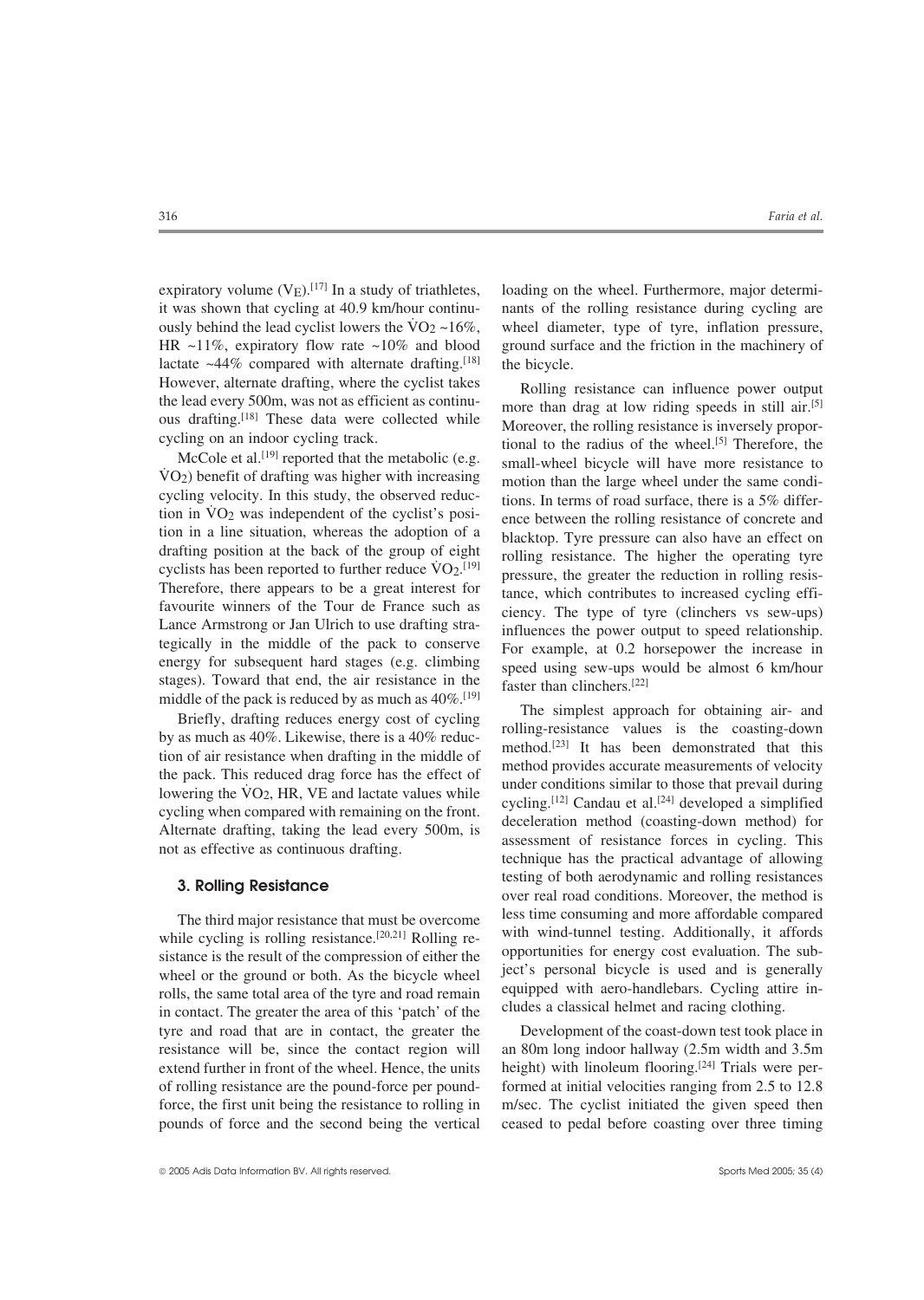expiratory volume ($V_E$).[17] In a study of triathletes, it was shown that cycling at 40.9 km/hour continuously behind the lead cyclist lowers the $\dot{V}O_2$ ~16%, HR ~11%, expiratory flow rate ~10% and blood lactate ~44% compared with alternate drafting.[18] However, alternate drafting, where the cyclist takes the lead every 500m, was not as efficient as continuous drafting.[18] These data were collected while cycling on an indoor cycling track.

McCole et al.[19] reported that the metabolic (e.g. $\dot{V}O_2$) benefit of drafting was higher with increasing cycling velocity. In this study, the observed reduction in $\dot{V}O_2$ was independent of the cyclist's position in a line situation, whereas the adoption of a drafting position at the back of the group of eight cyclists has been reported to further reduce $\dot{V}O_2$.[19] Therefore, there appears to be a great interest for favourite winners of the Tour de France such as Lance Armstrong or Jan Ulrich to use drafting strategically in the middle of the pack to conserve energy for subsequent hard stages (e.g. climbing stages). Toward that end, the air resistance in the middle of the pack is reduced by as much as 40%.[19]

Briefly, drafting reduces energy cost of cycling by as much as 40%. Likewise, there is a 40% reduction of air resistance when drafting in the middle of the pack. This reduced drag force has the effect of lowering the $\dot{V}O_2$, HR, VE and lactate values while cycling when compared with remaining on the front. Alternate drafting, taking the lead every 500m, is not as effective as continuous drafting.

## 3. Rolling Resistance

The third major resistance that must be overcome while cycling is rolling resistance.[20,21] Rolling resistance is the result of the compression of either the wheel or the ground or both. As the bicycle wheel rolls, the same total area of the tyre and road remain in contact. The greater the area of this 'patch' of the tyre and road that are in contact, the greater the resistance will be, since the contact region will extend further in front of the wheel. Hence, the units of rolling resistance are the pound-force per pound-force, the first unit being the resistance to rolling in pounds of force and the second being the vertical loading on the wheel. Furthermore, major determinants of the rolling resistance during cycling are wheel diameter, type of tyre, inflation pressure, ground surface and the friction in the machinery of the bicycle.

Rolling resistance can influence power output more than drag at low riding speeds in still air.[5] Moreover, the rolling resistance is inversely proportional to the radius of the wheel.[5] Therefore, the small-wheel bicycle will have more resistance to motion than the large wheel under the same conditions. In terms of road surface, there is a 5% difference between the rolling resistance of concrete and blacktop. Tyre pressure can also have an effect on rolling resistance. The higher the operating tyre pressure, the greater the reduction in rolling resistance, which contributes to increased cycling efficiency. The type of tyre (clinchers vs sew-ups) influences the power output to speed relationship. For example, at 0.2 horsepower the increase in speed using sew-ups would be almost 6 km/hour faster than clinchers.[22]

The simplest approach for obtaining air- and rolling-resistance values is the coasting-down method.[23] It has been demonstrated that this method provides accurate measurements of velocity under conditions similar to those that prevail during cycling.[12] Candau et al.[24] developed a simplified deceleration method (coasting-down method) for assessment of resistance forces in cycling. This technique has the practical advantage of allowing testing of both aerodynamic and rolling resistances over real road conditions. Moreover, the method is less time consuming and more affordable compared with wind-tunnel testing. Additionally, it affords opportunities for energy cost evaluation. The subject's personal bicycle is used and is generally equipped with aero-handlebars. Cycling attire includes a classical helmet and racing clothing.

Development of the coast-down test took place in an 80m long indoor hallway (2.5m width and 3.5m height) with linoleum flooring.[24] Trials were performed at initial velocities ranging from 2.5 to 12.8 m/sec. The cyclist initiated the given speed then ceased to pedal before coasting over three timing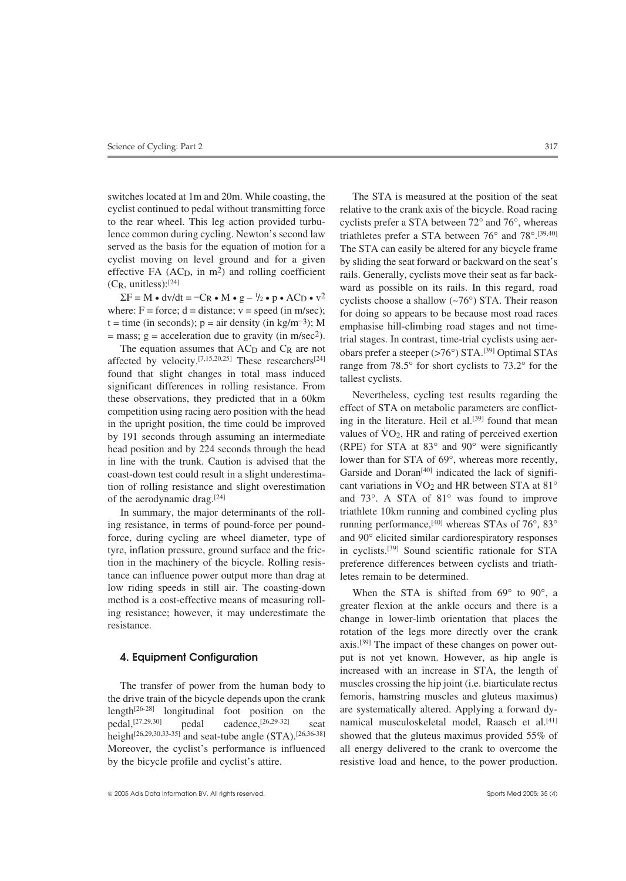switches located at 1m and 20m. While coasting, the cyclist continued to pedal without transmitting force to the rear wheel. This leg action provided turbulence common during cycling. Newton's second law served as the basis for the equation of motion for a cyclist moving on level ground and for a given effective FA ($AC_D$, in $m^2$) and rolling coefficient ($C_R$, unitless):[24]

$$\Sigma F = M \bullet dv/dt = -C_R \bullet M \bullet g - \frac{1}{2} \bullet p \bullet AC_D \bullet v^2$$

where: F = force; d = distance; v = speed (in m/sec); t = time (in seconds); p = air density (in $kg/m^{-3}$); M = mass; g = acceleration due to gravity (in $m/sec^2$).

The equation assumes that $AC_D$ and $C_R$ are not affected by velocity.[7,15,20,25] These researchers[24] found that slight changes in total mass induced significant differences in rolling resistance. From these observations, they predicted that in a 60km competition using racing aero position with the head in the upright position, the time could be improved by 191 seconds through assuming an intermediate head position and by 224 seconds through the head in line with the trunk. Caution is advised that the coast-down test could result in a slight underestimation of rolling resistance and slight overestimation of the aerodynamic drag.[24]

In summary, the major determinants of the rolling resistance, in terms of pound-force per pound-force, during cycling are wheel diameter, type of tyre, inflation pressure, ground surface and the friction in the machinery of the bicycle. Rolling resistance can influence power output more than drag at low riding speeds in still air. The coasting-down method is a cost-effective means of measuring rolling resistance; however, it may underestimate the resistance.

## 4. Equipment Configuration

The transfer of power from the human body to the drive train of the bicycle depends upon the crank length[26-28] longitudinal foot position on the pedal,[27,29,30] pedal cadence,[26,29-32] seat height[26,29,30,33-35] and seat-tube angle (STA).[26,36-38] Moreover, the cyclist's performance is influenced by the bicycle profile and cyclist's attire.

The STA is measured at the position of the seat relative to the crank axis of the bicycle. Road racing cyclists prefer a STA between 72° and 76°, whereas triathletes prefer a STA between 76° and 78°.[39,40] The STA can easily be altered for any bicycle frame by sliding the seat forward or backward on the seat's rails. Generally, cyclists move their seat as far backward as possible on its rails. In this regard, road cyclists choose a shallow (~76°) STA. Their reason for doing so appears to be because most road races emphasise hill-climbing road stages and not time-trial stages. In contrast, time-trial cyclists using aerobars prefer a steeper (>76°) STA.[39] Optimal STAs range from 78.5° for short cyclists to 73.2° for the tallest cyclists.

Nevertheless, cycling test results regarding the effect of STA on metabolic parameters are conflicting in the literature. Heil et al.[39] found that mean values of $\dot{V}O_2$, HR and rating of perceived exertion (RPE) for STA at 83° and 90° were significantly lower than for STA of 69°, whereas more recently, Garside and Doran[40] indicated the lack of significant variations in $\dot{V}O_2$ and HR between STA at 81° and 73°. A STA of 81° was found to improve triathlete 10km running and combined cycling plus running performance,[40] whereas STAs of 76°, 83° and 90° elicited similar cardiorespiratory responses in cyclists.[39] Sound scientific rationale for STA preference differences between cyclists and triathletes remain to be determined.

When the STA is shifted from 69° to 90°, a greater flexion at the ankle occurs and there is a change in lower-limb orientation that places the rotation of the legs more directly over the crank axis.[39] The impact of these changes on power output is not yet known. However, as hip angle is increased with an increase in STA, the length of muscles crossing the hip joint (i.e. biarticulate rectus femoris, hamstring muscles and gluteus maximus) are systematically altered. Applying a forward dynamical musculoskeletal model, Raasch et al.[41] showed that the gluteus maximus provided 55% of all energy delivered to the crank to overcome the resistive load and hence, to the power production.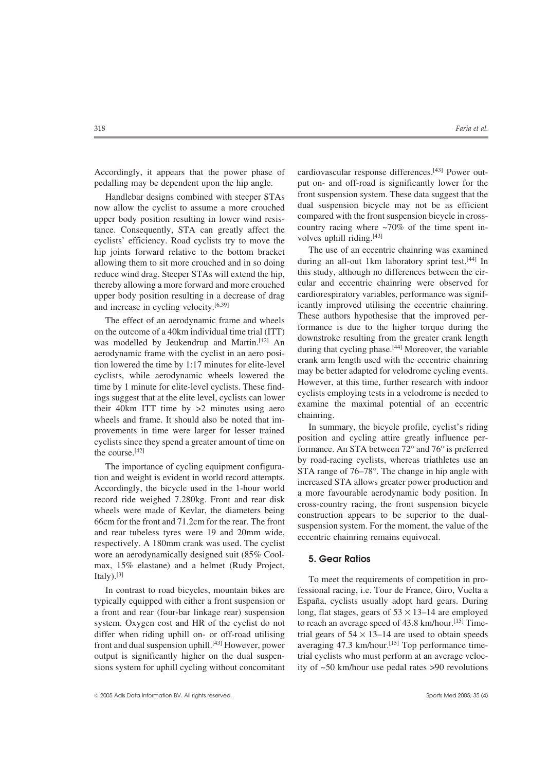Accordingly, it appears that the power phase of pedalling may be dependent upon the hip angle.

Handlebar designs combined with steeper STAs now allow the cyclist to assume a more crouched upper body position resulting in lower wind resistance. Consequently, STA can greatly affect the cyclists' efficiency. Road cyclists try to move the hip joints forward relative to the bottom bracket allowing them to sit more crouched and in so doing reduce wind drag. Steeper STAs will extend the hip, thereby allowing a more forward and more crouched upper body position resulting in a decrease of drag and increase in cycling velocity.[6,39]

The effect of an aerodynamic frame and wheels on the outcome of a 40km individual time trial (ITT) was modelled by Jeukendrup and Martin.[42] An aerodynamic frame with the cyclist in an aero position lowered the time by 1:17 minutes for elite-level cyclists, while aerodynamic wheels lowered the time by 1 minute for elite-level cyclists. These findings suggest that at the elite level, cyclists can lower their 40km ITT time by >2 minutes using aero wheels and frame. It should also be noted that improvements in time were larger for lesser trained cyclists since they spend a greater amount of time on the course.[42]

The importance of cycling equipment configuration and weight is evident in world record attempts. Accordingly, the bicycle used in the 1-hour world record ride weighed 7.280kg. Front and rear disk wheels were made of Kevlar, the diameters being 66cm for the front and 71.2cm for the rear. The front and rear tubeless tyres were 19 and 20mm wide, respectively. A 180mm crank was used. The cyclist wore an aerodynamically designed suit (85% Coolmax, 15% elastane) and a helmet (Rudy Project, Italy).[3]

In contrast to road bicycles, mountain bikes are typically equipped with either a front suspension or a front and rear (four-bar linkage rear) suspension system. Oxygen cost and HR of the cyclist do not differ when riding uphill on- or off-road utilising front and dual suspension uphill.[43] However, power output is significantly higher on the dual suspensions system for uphill cycling without concomitant cardiovascular response differences.[43] Power output on- and off-road is significantly lower for the front suspension system. These data suggest that the dual suspension bicycle may not be as efficient compared with the front suspension bicycle in cross-country racing where ~70% of the time spent involves uphill riding.[43]

The use of an eccentric chainring was examined during an all-out 1km laboratory sprint test.[44] In this study, although no differences between the circular and eccentric chainring were observed for cardiorespiratory variables, performance was significantly improved utilising the eccentric chainring. These authors hypothesise that the improved performance is due to the higher torque during the downstroke resulting from the greater crank length during that cycling phase.[44] Moreover, the variable crank arm length used with the eccentric chainring may be better adapted for velodrome cycling events. However, at this time, further research with indoor cyclists employing tests in a velodrome is needed to examine the maximal potential of an eccentric chainring.

In summary, the bicycle profile, cyclist's riding position and cycling attire greatly influence performance. An STA between 72° and 76° is preferred by road-racing cyclists, whereas triathletes use an STA range of 76–78°. The change in hip angle with increased STA allows greater power production and a more favourable aerodynamic body position. In cross-country racing, the front suspension bicycle construction appears to be superior to the dual-suspension system. For the moment, the value of the eccentric chainring remains equivocal.

## 5. Gear Ratios

To meet the requirements of competition in professional racing, i.e. Tour de France, Giro, Vuelta a España, cyclists usually adopt hard gears. During long, flat stages, gears of $53 \times 13$–$14$ are employed to reach an average speed of 43.8 km/hour.[15] Time-trial gears of $54 \times 13$–$14$ are used to obtain speeds averaging 47.3 km/hour.[15] Top performance time-trial cyclists who must perform at an average velocity of ~50 km/hour use pedal rates >90 revolutions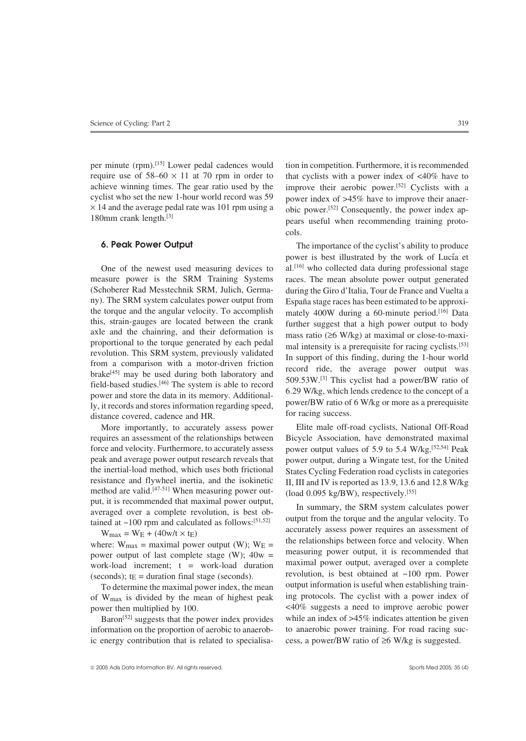per minute (rpm).[15] Lower pedal cadences would require use of 58–60 × 11 at 70 rpm in order to achieve winning times. The gear ratio used by the cyclist who set the new 1-hour world record was 59 × 14 and the average pedal rate was 101 rpm using a 180mm crank length.[3]

## 6. Peak Power Output

One of the newest used measuring devices to measure power is the SRM Training Systems (Schoberer Rad Messtechnik SRM, Julich, Germany). The SRM system calculates power output from the torque and the angular velocity. To accomplish this, strain-gauges are located between the crank axle and the chainring, and their deformation is proportional to the torque generated by each pedal revolution. This SRM system, previously validated from a comparison with a motor-driven friction brake[45] may be used during both laboratory and field-based studies.[46] The system is able to record power and store the data in its memory. Additionally, it records and stores information regarding speed, distance covered, cadence and HR.

More importantly, to accurately assess power requires an assessment of the relationships between force and velocity. Furthermore, to accurately assess peak and average power output research reveals that the inertial-load method, which uses both frictional resistance and flywheel inertia, and the isokinetic method are valid.[47-51] When measuring power output, it is recommended that maximal power output, averaged over a complete revolution, is best obtained at ~100 rpm and calculated as follows:[51,52]

$$W_{max} = W_E + (40w/t \times t_E)$$

where: $W_{max}$ = maximal power output (W); $W_E$ = power output of last complete stage (W); 40w = work-load increment; t = work-load duration (seconds); $t_E$ = duration final stage (seconds).

To determine the maximal power index, the mean of $W_{max}$ is divided by the mean of highest peak power then multiplied by 100.

Baron[52] suggests that the power index provides information on the proportion of aerobic to anaerobic energy contribution that is related to specialisation in competition. Furthermore, it is recommended that cyclists with a power index of <40% have to improve their aerobic power.[52] Cyclists with a power index of >45% have to improve their anaerobic power.[52] Consequently, the power index appears useful when recommending training protocols.

The importance of the cyclist's ability to produce power is best illustrated by the work of Lucía et al.[16] who collected data during professional stage races. The mean absolute power output generated during the Giro d'Italia, Tour de France and Vuelta a España stage races has been estimated to be approximately 400W during a 60-minute period.[16] Data further suggest that a high power output to body mass ratio (≥6 W/kg) at maximal or close-to-maximal intensity is a prerequisite for racing cyclists.[53] In support of this finding, during the 1-hour world record ride, the average power output was 509.53W.[3] This cyclist had a power/BW ratio of 6.29 W/kg, which lends credence to the concept of a power/BW ratio of 6 W/kg or more as a prerequisite for racing success.

Elite male off-road cyclists, National Off-Road Bicycle Association, have demonstrated maximal power output values of 5.9 to 5.4 W/kg.[52,54] Peak power output, during a Wingate test, for the United States Cycling Federation road cyclists in categories II, III and IV is reported as 13.9, 13.6 and 12.8 W/kg (load 0.095 kg/BW), respectively.[55]

In summary, the SRM system calculates power output from the torque and the angular velocity. To accurately assess power requires an assessment of the relationships between force and velocity. When measuring power output, it is recommended that maximal power output, averaged over a complete revolution, is best obtained at ~100 rpm. Power output information is useful when establishing training protocols. The cyclist with a power index of <40% suggests a need to improve aerobic power while an index of >45% indicates attention be given to anaerobic power training. For road racing success, a power/BW ratio of ≥6 W/kg is suggested.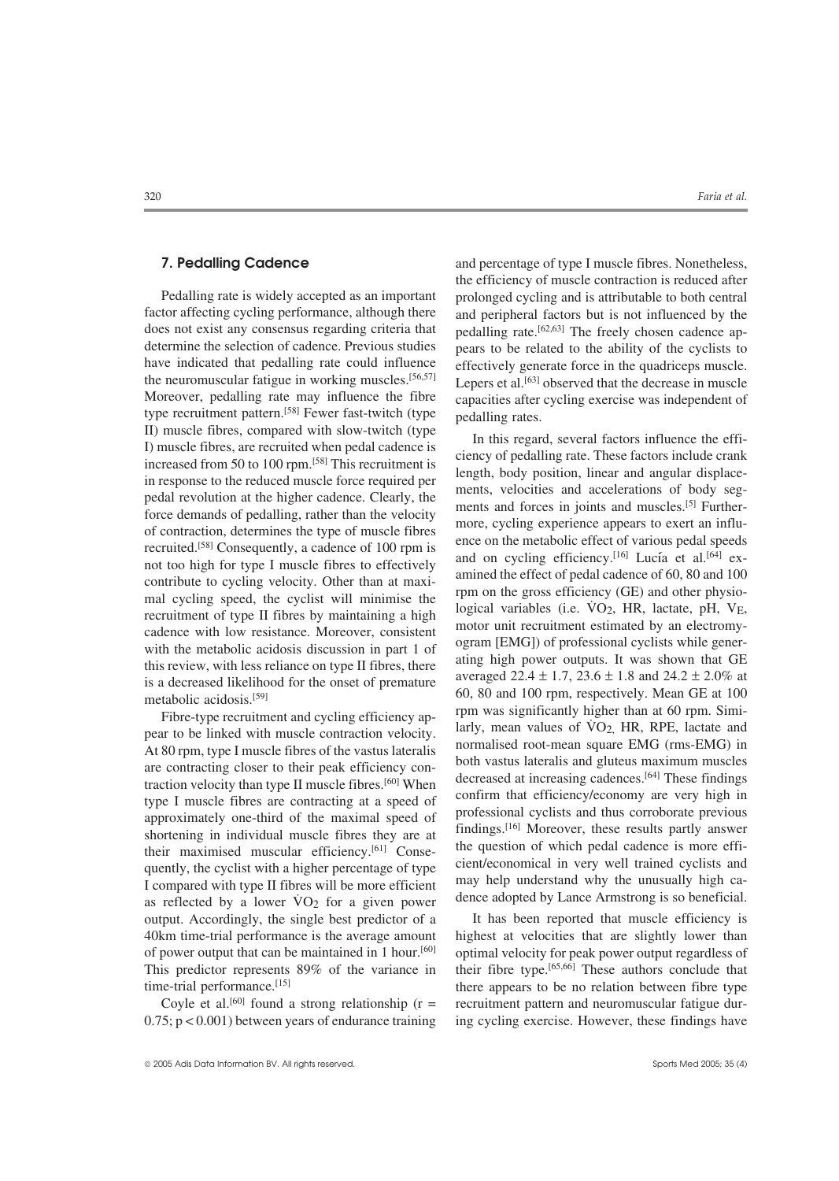## 7. Pedalling Cadence

Pedalling rate is widely accepted as an important factor affecting cycling performance, although there does not exist any consensus regarding criteria that determine the selection of cadence. Previous studies have indicated that pedalling rate could influence the neuromuscular fatigue in working muscles.[56,57] Moreover, pedalling rate may influence the fibre type recruitment pattern.[58] Fewer fast-twitch (type II) muscle fibres, compared with slow-twitch (type I) muscle fibres, are recruited when pedal cadence is increased from 50 to 100 rpm.[58] This recruitment is in response to the reduced muscle force required per pedal revolution at the higher cadence. Clearly, the force demands of pedalling, rather than the velocity of contraction, determines the type of muscle fibres recruited.[58] Consequently, a cadence of 100 rpm is not too high for type I muscle fibres to effectively contribute to cycling velocity. Other than at maximal cycling speed, the cyclist will minimise the recruitment of type II fibres by maintaining a high cadence with low resistance. Moreover, consistent with the metabolic acidosis discussion in part 1 of this review, with less reliance on type II fibres, there is a decreased likelihood for the onset of premature metabolic acidosis.[59]

Fibre-type recruitment and cycling efficiency appear to be linked with muscle contraction velocity. At 80 rpm, type I muscle fibres of the vastus lateralis are contracting closer to their peak efficiency contraction velocity than type II muscle fibres.[60] When type I muscle fibres are contracting at a speed of approximately one-third of the maximal speed of shortening in individual muscle fibres they are at their maximised muscular efficiency.[61] Consequently, the cyclist with a higher percentage of type I compared with type II fibres will be more efficient as reflected by a lower $\dot{V}O_2$ for a given power output. Accordingly, the single best predictor of a 40km time-trial performance is the average amount of power output that can be maintained in 1 hour.[60] This predictor represents 89% of the variance in time-trial performance.[15]

Coyle et al.[60] found a strong relationship ($r = 0.75$; $p < 0.001$) between years of endurance training and percentage of type I muscle fibres. Nonetheless, the efficiency of muscle contraction is reduced after prolonged cycling and is attributable to both central and peripheral factors but is not influenced by the pedalling rate.[62,63] The freely chosen cadence appears to be related to the ability of the cyclists to effectively generate force in the quadriceps muscle. Lepers et al.[63] observed that the decrease in muscle capacities after cycling exercise was independent of pedalling rates.

In this regard, several factors influence the efficiency of pedalling rate. These factors include crank length, body position, linear and angular displacements, velocities and accelerations of body segments and forces in joints and muscles.[5] Furthermore, cycling experience appears to exert an influence on the metabolic effect of various pedal speeds and on cycling efficiency.[16] Lucía et al.[64] examined the effect of pedal cadence of 60, 80 and 100 rpm on the gross efficiency (GE) and other physiological variables (i.e. $\dot{V}O_2$, HR, lactate, pH, $V_E$, motor unit recruitment estimated by an electromyogram [EMG]) of professional cyclists while generating high power outputs. It was shown that GE averaged 22.4 ± 1.7, 23.6 ± 1.8 and 24.2 ± 2.0% at 60, 80 and 100 rpm, respectively. Mean GE at 100 rpm was significantly higher than at 60 rpm. Similarly, mean values of $\dot{V}O_2$, HR, RPE, lactate and normalised root-mean square EMG (rms-EMG) in both vastus lateralis and gluteus maximum muscles decreased at increasing cadences.[64] These findings confirm that efficiency/economy are very high in professional cyclists and thus corroborate previous findings.[16] Moreover, these results partly answer the question of which pedal cadence is more efficient/economical in very well trained cyclists and may help understand why the unusually high cadence adopted by Lance Armstrong is so beneficial.

It has been reported that muscle efficiency is highest at velocities that are slightly lower than optimal velocity for peak power output regardless of their fibre type.[65,66] These authors conclude that there appears to be no relation between fibre type recruitment pattern and neuromuscular fatigue during cycling exercise. However, these findings have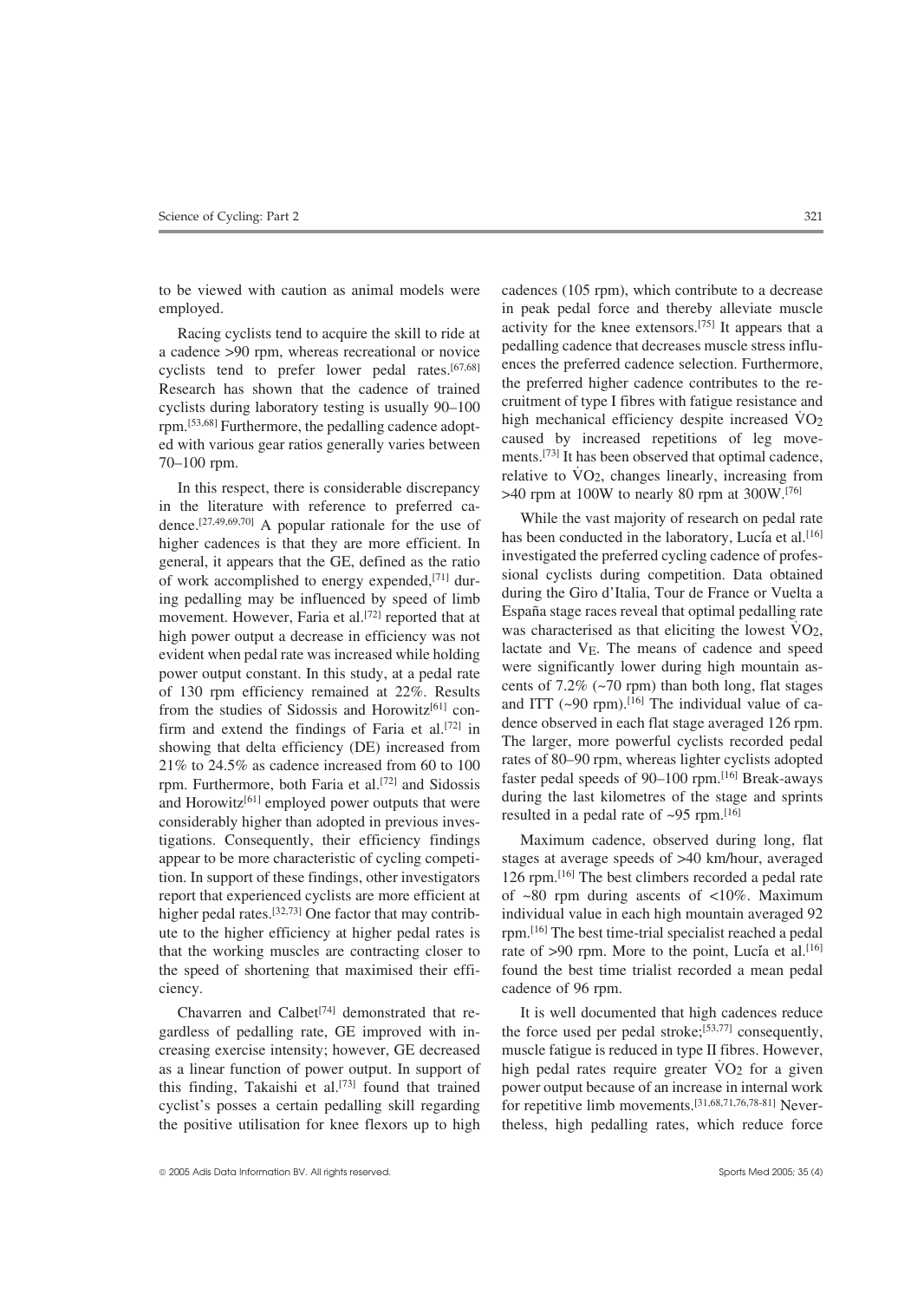to be viewed with caution as animal models were employed.

Racing cyclists tend to acquire the skill to ride at a cadence >90 rpm, whereas recreational or novice cyclists tend to prefer lower pedal rates.[67,68] Research has shown that the cadence of trained cyclists during laboratory testing is usually 90–100 rpm.[53,68] Furthermore, the pedalling cadence adopted with various gear ratios generally varies between 70–100 rpm.

In this respect, there is considerable discrepancy in the literature with reference to preferred cadence.[27,49,69,70] A popular rationale for the use of higher cadences is that they are more efficient. In general, it appears that the GE, defined as the ratio of work accomplished to energy expended,[71] during pedalling may be influenced by speed of limb movement. However, Faria et al.[72] reported that at high power output a decrease in efficiency was not evident when pedal rate was increased while holding power output constant. In this study, at a pedal rate of 130 rpm efficiency remained at 22%. Results from the studies of Sidossis and Horowitz[61] confirm and extend the findings of Faria et al.[72] in showing that delta efficiency (DE) increased from 21% to 24.5% as cadence increased from 60 to 100 rpm. Furthermore, both Faria et al.[72] and Sidossis and Horowitz[61] employed power outputs that were considerably higher than adopted in previous investigations. Consequently, their efficiency findings appear to be more characteristic of cycling competition. In support of these findings, other investigators report that experienced cyclists are more efficient at higher pedal rates.[32,73] One factor that may contribute to the higher efficiency at higher pedal rates is that the working muscles are contracting closer to the speed of shortening that maximised their efficiency.

Chavarren and Calbet[74] demonstrated that regardless of pedalling rate, GE improved with increasing exercise intensity; however, GE decreased as a linear function of power output. In support of this finding, Takaishi et al.[73] found that trained cyclist's posses a certain pedalling skill regarding the positive utilisation for knee flexors up to high cadences (105 rpm), which contribute to a decrease in peak pedal force and thereby alleviate muscle activity for the knee extensors.[75] It appears that a pedalling cadence that decreases muscle stress influences the preferred cadence selection. Furthermore, the preferred higher cadence contributes to the recruitment of type I fibres with fatigue resistance and high mechanical efficiency despite increased $\dot{V}O_2$ caused by increased repetitions of leg movements.[73] It has been observed that optimal cadence, relative to $\dot{V}O_2$, changes linearly, increasing from >40 rpm at 100W to nearly 80 rpm at 300W.[76]

While the vast majority of research on pedal rate has been conducted in the laboratory, Lucía et al.[16] investigated the preferred cycling cadence of professional cyclists during competition. Data obtained during the Giro d'Italia, Tour de France or Vuelta a España stage races reveal that optimal pedalling rate was characterised as that eliciting the lowest $\dot{V}O_2$, lactate and $V_E$. The means of cadence and speed were significantly lower during high mountain ascents of 7.2% (~70 rpm) than both long, flat stages and ITT (~90 rpm).[16] The individual value of cadence observed in each flat stage averaged 126 rpm. The larger, more powerful cyclists recorded pedal rates of 80–90 rpm, whereas lighter cyclists adopted faster pedal speeds of 90–100 rpm.[16] Break-aways during the last kilometres of the stage and sprints resulted in a pedal rate of ~95 rpm.[16]

Maximum cadence, observed during long, flat stages at average speeds of >40 km/hour, averaged 126 rpm.[16] The best climbers recorded a pedal rate of ~80 rpm during ascents of <10%. Maximum individual value in each high mountain averaged 92 rpm.[16] The best time-trial specialist reached a pedal rate of >90 rpm. More to the point, Lucía et al.[16] found the best time trialist recorded a mean pedal cadence of 96 rpm.

It is well documented that high cadences reduce the force used per pedal stroke;[53,77] consequently, muscle fatigue is reduced in type II fibres. However, high pedal rates require greater $\dot{V}O_2$ for a given power output because of an increase in internal work for repetitive limb movements.[31,68,71,76,78-81] Nevertheless, high pedalling rates, which reduce force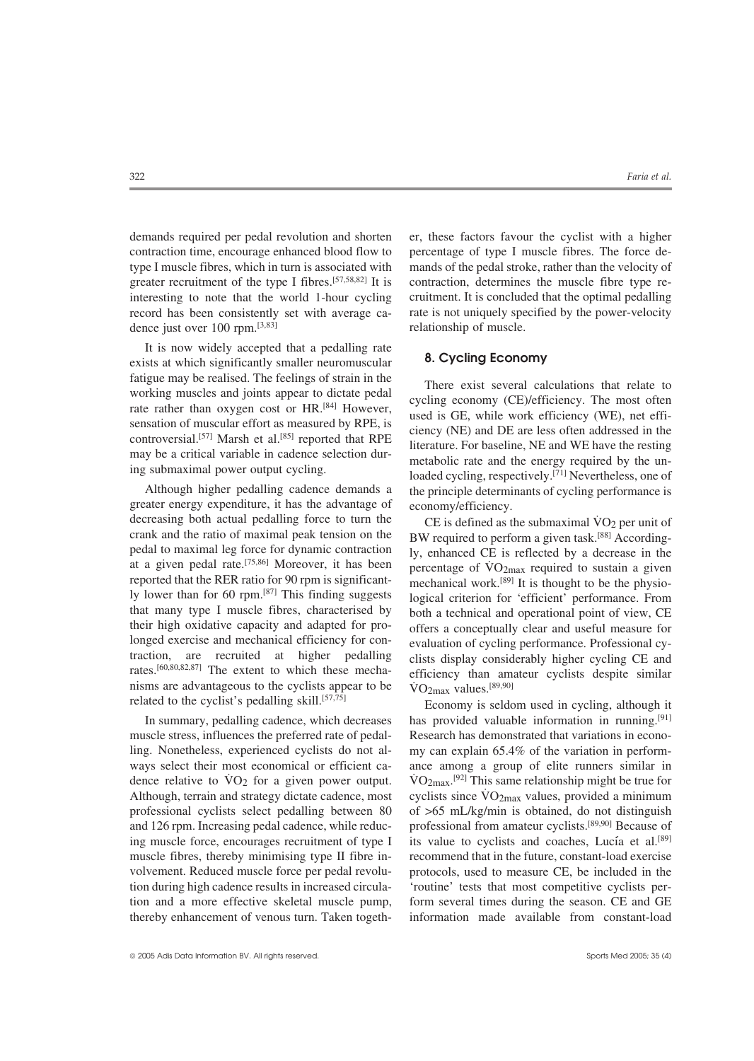demands required per pedal revolution and shorten contraction time, encourage enhanced blood flow to type I muscle fibres, which in turn is associated with greater recruitment of the type I fibres.[57,58,82] It is interesting to note that the world 1-hour cycling record has been consistently set with average cadence just over 100 rpm.[3,83]

It is now widely accepted that a pedalling rate exists at which significantly smaller neuromuscular fatigue may be realised. The feelings of strain in the working muscles and joints appear to dictate pedal rate rather than oxygen cost or HR.[84] However, sensation of muscular effort as measured by RPE, is controversial.[57] Marsh et al.[85] reported that RPE may be a critical variable in cadence selection during submaximal power output cycling.

Although higher pedalling cadence demands a greater energy expenditure, it has the advantage of decreasing both actual pedalling force to turn the crank and the ratio of maximal peak tension on the pedal to maximal leg force for dynamic contraction at a given pedal rate.[75,86] Moreover, it has been reported that the RER ratio for 90 rpm is significantly lower than for 60 rpm.[87] This finding suggests that many type I muscle fibres, characterised by their high oxidative capacity and adapted for prolonged exercise and mechanical efficiency for contraction, are recruited at higher pedalling rates.[60,80,82,87] The extent to which these mechanisms are advantageous to the cyclists appear to be related to the cyclist's pedalling skill.[57,75]

In summary, pedalling cadence, which decreases muscle stress, influences the preferred rate of pedalling. Nonetheless, experienced cyclists do not always select their most economical or efficient cadence relative to $\dot{V}O_2$ for a given power output. Although, terrain and strategy dictate cadence, most professional cyclists select pedalling between 80 and 126 rpm. Increasing pedal cadence, while reducing muscle force, encourages recruitment of type I muscle fibres, thereby minimising type II fibre involvement. Reduced muscle force per pedal revolution during high cadence results in increased circulation and a more effective skeletal muscle pump, thereby enhancement of venous turn. Taken together, these factors favour the cyclist with a higher percentage of type I muscle fibres. The force demands of the pedal stroke, rather than the velocity of contraction, determines the muscle fibre type recruitment. It is concluded that the optimal pedalling rate is not uniquely specified by the power-velocity relationship of muscle.

## 8. Cycling Economy

There exist several calculations that relate to cycling economy (CE)/efficiency. The most often used is GE, while work efficiency (WE), net efficiency (NE) and DE are less often addressed in the literature. For baseline, NE and WE have the resting metabolic rate and the energy required by the unloaded cycling, respectively.[71] Nevertheless, one of the principle determinants of cycling performance is economy/efficiency.

CE is defined as the submaximal $\dot{V}O_2$ per unit of BW required to perform a given task.[88] Accordingly, enhanced CE is reflected by a decrease in the percentage of $\dot{V}O_{2max}$ required to sustain a given mechanical work.[89] It is thought to be the physiological criterion for 'efficient' performance. From both a technical and operational point of view, CE offers a conceptually clear and useful measure for evaluation of cycling performance. Professional cyclists display considerably higher cycling CE and efficiency than amateur cyclists despite similar $\dot{V}O_{2max}$ values.[89,90]

Economy is seldom used in cycling, although it has provided valuable information in running.[91] Research has demonstrated that variations in economy can explain 65.4% of the variation in performance among a group of elite runners similar in $\dot{V}O_{2max}$.[92] This same relationship might be true for cyclists since $\dot{V}O_{2max}$ values, provided a minimum of >65 mL/kg/min is obtained, do not distinguish professional from amateur cyclists.[89,90] Because of its value to cyclists and coaches, Lucía et al.[89] recommend that in the future, constant-load exercise protocols, used to measure CE, be included in the 'routine' tests that most competitive cyclists perform several times during the season. CE and GE information made available from constant-load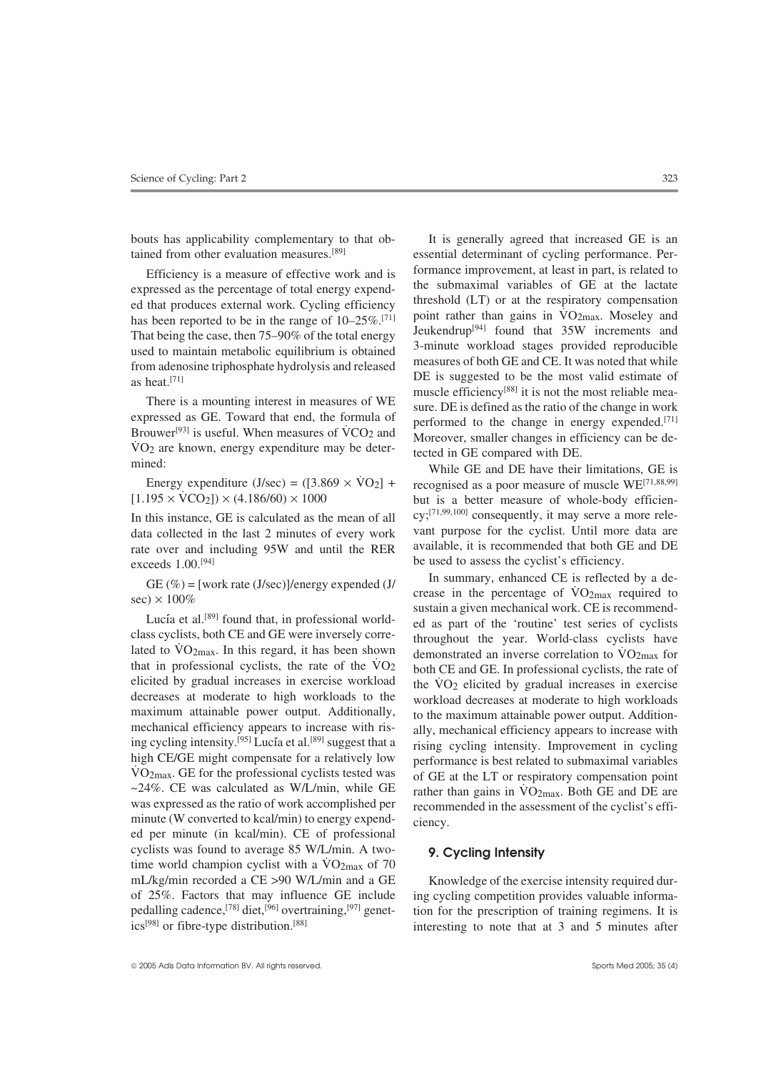bouts has applicability complementary to that obtained from other evaluation measures.[89]

Efficiency is a measure of effective work and is expressed as the percentage of total energy expended that produces external work. Cycling efficiency has been reported to be in the range of 10–25%.[71] That being the case, then 75–90% of the total energy used to maintain metabolic equilibrium is obtained from adenosine triphosphate hydrolysis and released as heat.[71]

There is a mounting interest in measures of WE expressed as GE. Toward that end, the formula of Brouwer[93] is useful. When measures of $\dot{V}CO_2$ and $\dot{V}O_2$ are known, energy expenditure may be determined:

$$\text{Energy expenditure (J/sec)} = ([3.869 \times \dot{V}O_2] + [1.195 \times \dot{V}CO_2]) \times (4.186/60) \times 1000$$

In this instance, GE is calculated as the mean of all data collected in the last 2 minutes of every work rate over and including 95W and until the RER exceeds 1.00.[94]

$$\text{GE (\%)} = [\text{work rate (J/sec)}]/\text{energy expended (J/sec)} \times 100\%$$

Lucía et al.[89] found that, in professional world-class cyclists, both CE and GE were inversely correlated to $\dot{V}O_{2max}$. In this regard, it has been shown that in professional cyclists, the rate of the $\dot{V}O_2$ elicited by gradual increases in exercise workload decreases at moderate to high workloads to the maximum attainable power output. Additionally, mechanical efficiency appears to increase with rising cycling intensity.[95] Lucía et al.[89] suggest that a high CE/GE might compensate for a relatively low $\dot{V}O_{2max}$. GE for the professional cyclists tested was ~24%. CE was calculated as W/L/min, while GE was expressed as the ratio of work accomplished per minute (W converted to kcal/min) to energy expended per minute (in kcal/min). CE of professional cyclists was found to average 85 W/L/min. A two-time world champion cyclist with a $\dot{V}O_{2max}$ of 70 mL/kg/min recorded a CE >90 W/L/min and a GE of 25%. Factors that may influence GE include pedalling cadence,[78] diet,[96] overtraining,[97] genetics[98] or fibre-type distribution.[88]

It is generally agreed that increased GE is an essential determinant of cycling performance. Performance improvement, at least in part, is related to the submaximal variables of GE at the lactate threshold (LT) or at the respiratory compensation point rather than gains in $\dot{V}O_{2max}$. Moseley and Jeukendrup[94] found that 35W increments and 3-minute workload stages provided reproducible measures of both GE and CE. It was noted that while DE is suggested to be the most valid estimate of muscle efficiency[88] it is not the most reliable measure. DE is defined as the ratio of the change in work performed to the change in energy expended.[71] Moreover, smaller changes in efficiency can be detected in GE compared with DE.

While GE and DE have their limitations, GE is recognised as a poor measure of muscle WE[71,88,99] but is a better measure of whole-body efficiency;[71,99,100] consequently, it may serve a more relevant purpose for the cyclist. Until more data are available, it is recommended that both GE and DE be used to assess the cyclist's efficiency.

In summary, enhanced CE is reflected by a decrease in the percentage of $\dot{V}O_{2max}$ required to sustain a given mechanical work. CE is recommended as part of the 'routine' test series of cyclists throughout the year. World-class cyclists have demonstrated an inverse correlation to $\dot{V}O_{2max}$ for both CE and GE. In professional cyclists, the rate of the $\dot{V}O_2$ elicited by gradual increases in exercise workload decreases at moderate to high workloads to the maximum attainable power output. Additionally, mechanical efficiency appears to increase with rising cycling intensity. Improvement in cycling performance is best related to submaximal variables of GE at the LT or respiratory compensation point rather than gains in $\dot{V}O_{2max}$. Both GE and DE are recommended in the assessment of the cyclist's efficiency.

## 9. Cycling Intensity

Knowledge of the exercise intensity required during cycling competition provides valuable information for the prescription of training regimens. It is interesting to note that at 3 and 5 minutes after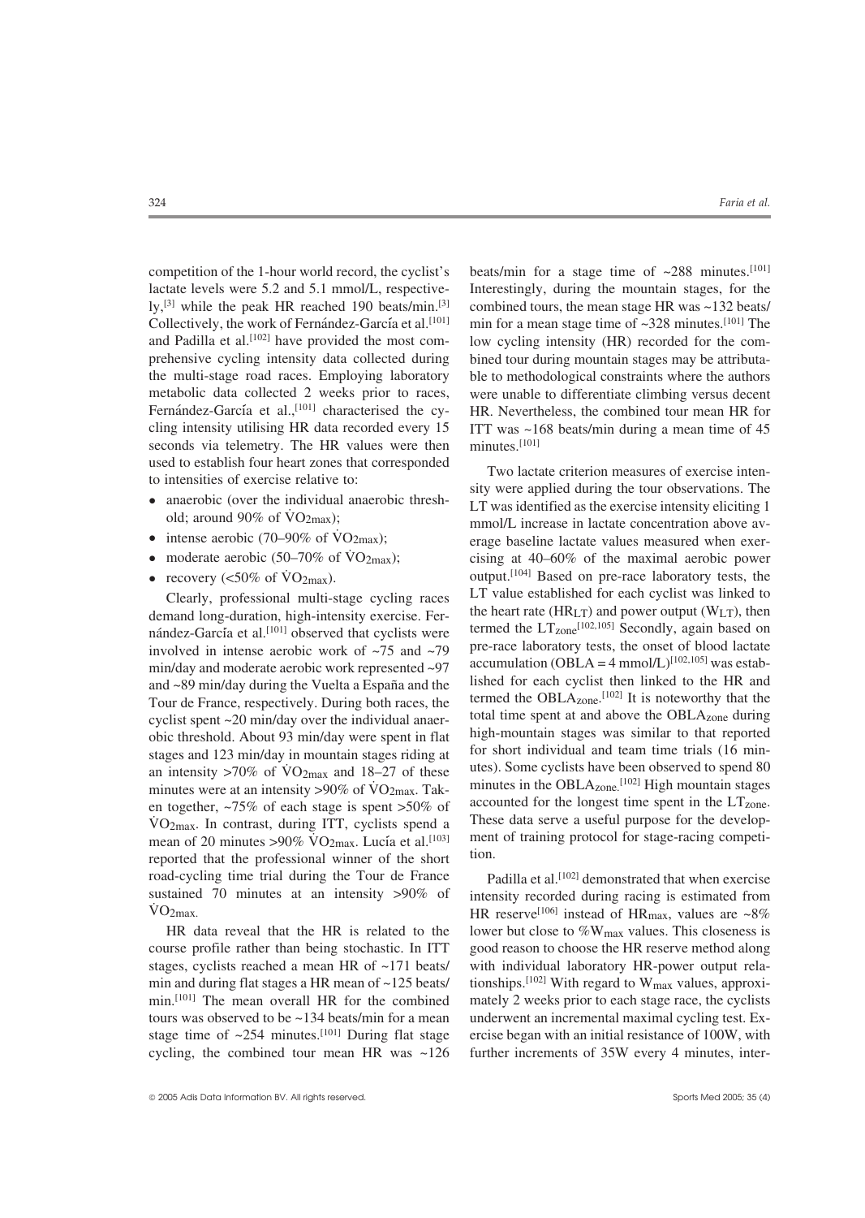competition of the 1-hour world record, the cyclist's lactate levels were 5.2 and 5.1 mmol/L, respectively,[3] while the peak HR reached 190 beats/min.[3] Collectively, the work of Fernández-García et al.[101] and Padilla et al.[102] have provided the most comprehensive cycling intensity data collected during the multi-stage road races. Employing laboratory metabolic data collected 2 weeks prior to races, Fernández-García et al.,[101] characterised the cycling intensity utilising HR data recorded every 15 seconds via telemetry. The HR values were then used to establish four heart zones that corresponded to intensities of exercise relative to:

- anaerobic (over the individual anaerobic threshold; around 90% of $\dot{V}O_{2max}$);
- intense aerobic (70–90% of $\dot{V}O_{2max}$);
- moderate aerobic (50–70% of $\dot{V}O_{2max}$);
- recovery (<50% of $\dot{V}O_{2max}$).

Clearly, professional multi-stage cycling races demand long-duration, high-intensity exercise. Fernández-García et al.[101] observed that cyclists were involved in intense aerobic work of ~75 and ~79 min/day and moderate aerobic work represented ~97 and ~89 min/day during the Vuelta a España and the Tour de France, respectively. During both races, the cyclist spent ~20 min/day over the individual anaerobic threshold. About 93 min/day were spent in flat stages and 123 min/day in mountain stages riding at an intensity >70% of $\dot{V}O_{2max}$ and 18–27 of these minutes were at an intensity >90% of $\dot{V}O_{2max}$. Taken together, ~75% of each stage is spent >50% of $\dot{V}O_{2max}$. In contrast, during ITT, cyclists spend a mean of 20 minutes >90% $\dot{V}O_{2max}$. Lucía et al.[103] reported that the professional winner of the short road-cycling time trial during the Tour de France sustained 70 minutes at an intensity >90% of $\dot{V}O_{2max}$.

HR data reveal that the HR is related to the course profile rather than being stochastic. In ITT stages, cyclists reached a mean HR of ~171 beats/min and during flat stages a HR mean of ~125 beats/min.[101] The mean overall HR for the combined tours was observed to be ~134 beats/min for a mean stage time of ~254 minutes.[101] During flat stage cycling, the combined tour mean HR was ~126 beats/min for a stage time of ~288 minutes.[101] Interestingly, during the mountain stages, for the combined tours, the mean stage HR was ~132 beats/min for a mean stage time of ~328 minutes.[101] The low cycling intensity (HR) recorded for the combined tour during mountain stages may be attributable to methodological constraints where the authors were unable to differentiate climbing versus decent HR. Nevertheless, the combined tour mean HR for ITT was ~168 beats/min during a mean time of 45 minutes.[101]

Two lactate criterion measures of exercise intensity were applied during the tour observations. The LT was identified as the exercise intensity eliciting 1 mmol/L increase in lactate concentration above average baseline lactate values measured when exercising at 40–60% of the maximal aerobic power output.[104] Based on pre-race laboratory tests, the LT value established for each cyclist was linked to the heart rate ($HR_{LT}$) and power output ($W_{LT}$), then termed the $LT_{zone}$[102,105] Secondly, again based on pre-race laboratory tests, the onset of blood lactate accumulation (OBLA = 4 mmol/L)[102,105] was established for each cyclist then linked to the HR and termed the $OBLA_{zone}$.[102] It is noteworthy that the total time spent at and above the $OBLA_{zone}$ during high-mountain stages was similar to that reported for short individual and team time trials (16 minutes). Some cyclists have been observed to spend 80 minutes in the $OBLA_{zone}$.[102] High mountain stages accounted for the longest time spent in the $LT_{zone}$. These data serve a useful purpose for the development of training protocol for stage-racing competition.

Padilla et al.[102] demonstrated that when exercise intensity recorded during racing is estimated from HR reserve[106] instead of $HR_{max}$, values are ~8% lower but close to $\%W_{max}$ values. This closeness is good reason to choose the HR reserve method along with individual laboratory HR-power output relationships.[102] With regard to $W_{max}$ values, approximately 2 weeks prior to each stage race, the cyclists underwent an incremental maximal cycling test. Exercise began with an initial resistance of 100W, with further increments of 35W every 4 minutes, inter-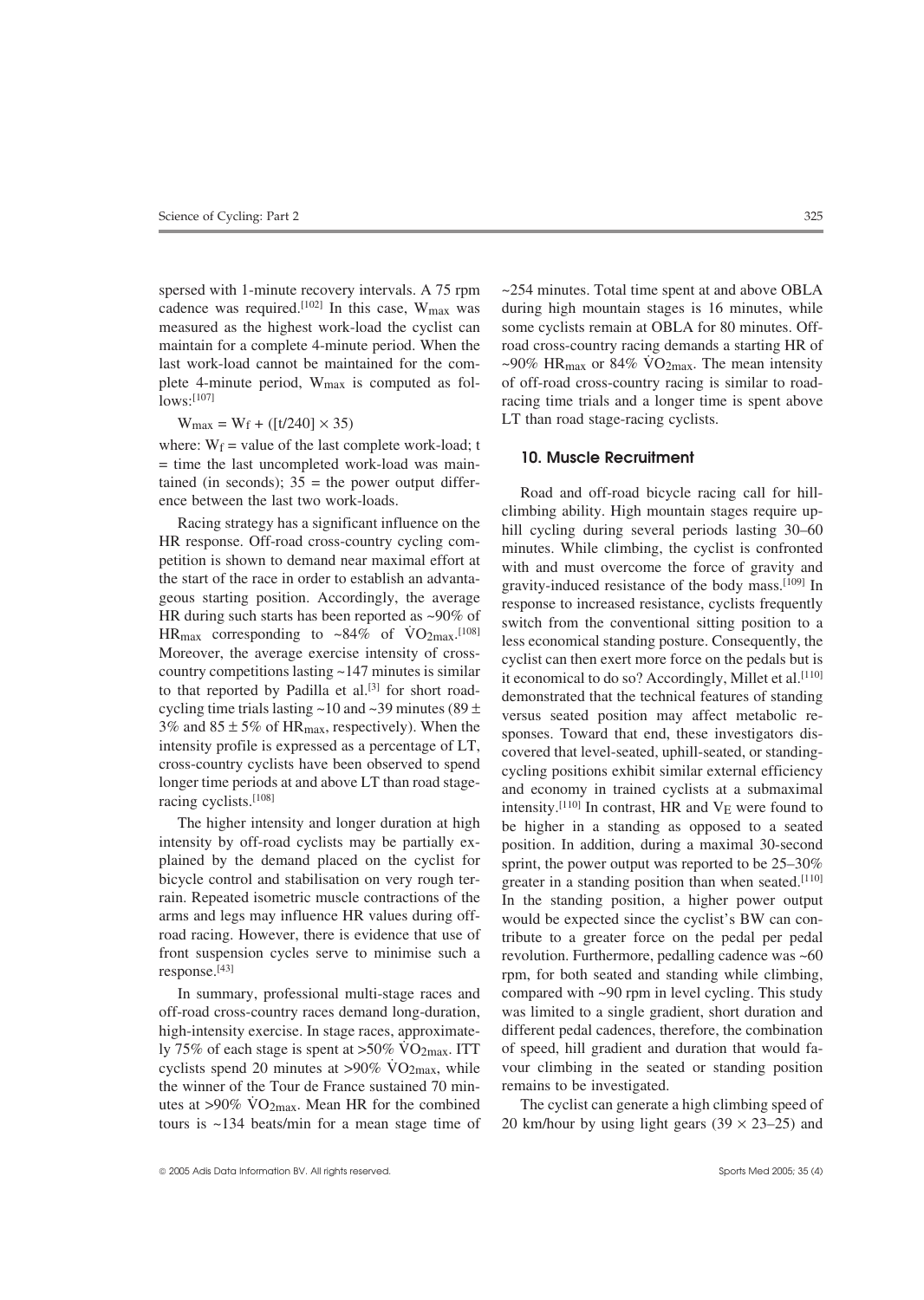spersed with 1-minute recovery intervals. A 75 rpm cadence was required.[102] In this case, $W_{max}$ was measured as the highest work-load the cyclist can maintain for a complete 4-minute period. When the last work-load cannot be maintained for the complete 4-minute period, $W_{max}$ is computed as follows:[107]

$$W_{max} = W_f + ([t/240] \times 35)$$

where: $W_f$ = value of the last complete work-load; t = time the last uncompleted work-load was maintained (in seconds); 35 = the power output difference between the last two work-loads.

Racing strategy has a significant influence on the HR response. Off-road cross-country cycling competition is shown to demand near maximal effort at the start of the race in order to establish an advantageous starting position. Accordingly, the average HR during such starts has been reported as ~90% of $HR_{max}$ corresponding to ~84% of $\dot{V}O_{2max}$.[108] Moreover, the average exercise intensity of cross-country competitions lasting ~147 minutes is similar to that reported by Padilla et al.[3] for short road-cycling time trials lasting ~10 and ~39 minutes (89 ± 3% and 85 ± 5% of $HR_{max}$, respectively). When the intensity profile is expressed as a percentage of LT, cross-country cyclists have been observed to spend longer time periods at and above LT than road stage-racing cyclists.[108]

The higher intensity and longer duration at high intensity by off-road cyclists may be partially explained by the demand placed on the cyclist for bicycle control and stabilisation on very rough terrain. Repeated isometric muscle contractions of the arms and legs may influence HR values during off-road racing. However, there is evidence that use of front suspension cycles serve to minimise such a response.[43]

In summary, professional multi-stage races and off-road cross-country races demand long-duration, high-intensity exercise. In stage races, approximately 75% of each stage is spent at >50% $\dot{V}O_{2max}$. ITT cyclists spend 20 minutes at >90% $\dot{V}O_{2max}$, while the winner of the Tour de France sustained 70 minutes at >90% $\dot{V}O_{2max}$. Mean HR for the combined tours is ~134 beats/min for a mean stage time of ~254 minutes. Total time spent at and above OBLA during high mountain stages is 16 minutes, while some cyclists remain at OBLA for 80 minutes. Off-road cross-country racing demands a starting HR of ~90% $HR_{max}$ or 84% $\dot{V}O_{2max}$. The mean intensity of off-road cross-country racing is similar to road-racing time trials and a longer time is spent above LT than road stage-racing cyclists.

## 10. Muscle Recruitment

Road and off-road bicycle racing call for hill-climbing ability. High mountain stages require uphill cycling during several periods lasting 30–60 minutes. While climbing, the cyclist is confronted with and must overcome the force of gravity and gravity-induced resistance of the body mass.[109] In response to increased resistance, cyclists frequently switch from the conventional sitting position to a less economical standing posture. Consequently, the cyclist can then exert more force on the pedals but is it economical to do so? Accordingly, Millet et al.[110] demonstrated that the technical features of standing versus seated position may affect metabolic responses. Toward that end, these investigators discovered that level-seated, uphill-seated, or standing-cycling positions exhibit similar external efficiency and economy in trained cyclists at a submaximal intensity.[110] In contrast, HR and $V_E$ were found to be higher in a standing as opposed to a seated position. In addition, during a maximal 30-second sprint, the power output was reported to be 25–30% greater in a standing position than when seated.[110] In the standing position, a higher power output would be expected since the cyclist's BW can contribute to a greater force on the pedal per pedal revolution. Furthermore, pedalling cadence was ~60 rpm, for both seated and standing while climbing, compared with ~90 rpm in level cycling. This study was limited to a single gradient, short duration and different pedal cadences, therefore, the combination of speed, hill gradient and duration that would favour climbing in the seated or standing position remains to be investigated.

The cyclist can generate a high climbing speed of 20 km/hour by using light gears (39 × 23–25) and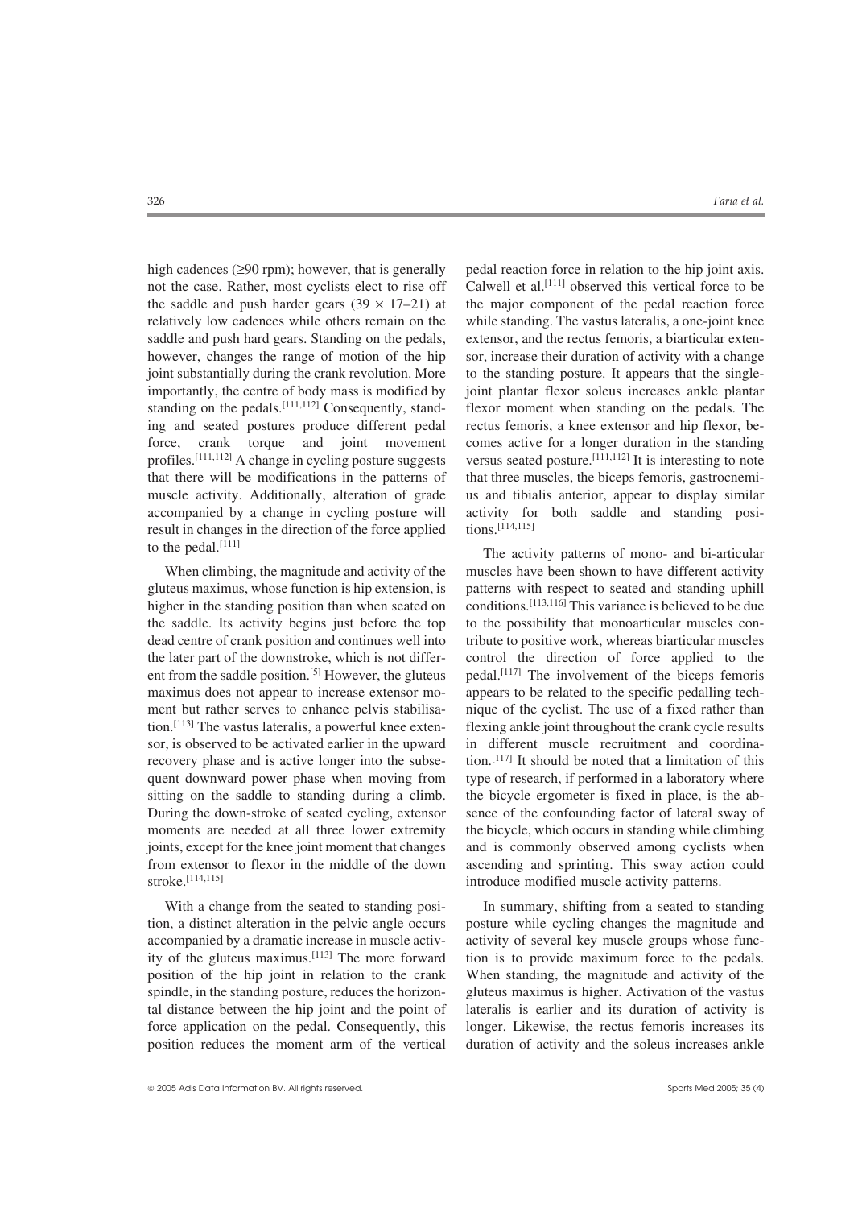high cadences (≥90 rpm); however, that is generally not the case. Rather, most cyclists elect to rise off the saddle and push harder gears ($39 \times 17$–$21$) at relatively low cadences while others remain on the saddle and push hard gears. Standing on the pedals, however, changes the range of motion of the hip joint substantially during the crank revolution. More importantly, the centre of body mass is modified by standing on the pedals.[111,112] Consequently, standing and seated postures produce different pedal force, crank torque and joint movement profiles.[111,112] A change in cycling posture suggests that there will be modifications in the patterns of muscle activity. Additionally, alteration of grade accompanied by a change in cycling posture will result in changes in the direction of the force applied to the pedal.[111]

When climbing, the magnitude and activity of the gluteus maximus, whose function is hip extension, is higher in the standing position than when seated on the saddle. Its activity begins just before the top dead centre of crank position and continues well into the later part of the downstroke, which is not different from the saddle position.[5] However, the gluteus maximus does not appear to increase extensor moment but rather serves to enhance pelvis stabilisation.[113] The vastus lateralis, a powerful knee extensor, is observed to be activated earlier in the upward recovery phase and is active longer into the subsequent downward power phase when moving from sitting on the saddle to standing during a climb. During the down-stroke of seated cycling, extensor moments are needed at all three lower extremity joints, except for the knee joint moment that changes from extensor to flexor in the middle of the down stroke.[114,115]

With a change from the seated to standing position, a distinct alteration in the pelvic angle occurs accompanied by a dramatic increase in muscle activity of the gluteus maximus.[113] The more forward position of the hip joint in relation to the crank spindle, in the standing posture, reduces the horizontal distance between the hip joint and the point of force application on the pedal. Consequently, this position reduces the moment arm of the vertical pedal reaction force in relation to the hip joint axis. Calwell et al.[111] observed this vertical force to be the major component of the pedal reaction force while standing. The vastus lateralis, a one-joint knee extensor, and the rectus femoris, a biarticular extensor, increase their duration of activity with a change to the standing posture. It appears that the single-joint plantar flexor soleus increases ankle plantar flexor moment when standing on the pedals. The rectus femoris, a knee extensor and hip flexor, becomes active for a longer duration in the standing versus seated posture.[111,112] It is interesting to note that three muscles, the biceps femoris, gastrocnemius and tibialis anterior, appear to display similar activity for both saddle and standing positions.[114,115]

The activity patterns of mono- and bi-articular muscles have been shown to have different activity patterns with respect to seated and standing uphill conditions.[113,116] This variance is believed to be due to the possibility that monoarticular muscles contribute to positive work, whereas biarticular muscles control the direction of force applied to the pedal.[117] The involvement of the biceps femoris appears to be related to the specific pedalling technique of the cyclist. The use of a fixed rather than flexing ankle joint throughout the crank cycle results in different muscle recruitment and coordination.[117] It should be noted that a limitation of this type of research, if performed in a laboratory where the bicycle ergometer is fixed in place, is the absence of the confounding factor of lateral sway of the bicycle, which occurs in standing while climbing and is commonly observed among cyclists when ascending and sprinting. This sway action could introduce modified muscle activity patterns.

In summary, shifting from a seated to standing posture while cycling changes the magnitude and activity of several key muscle groups whose function is to provide maximum force to the pedals. When standing, the magnitude and activity of the gluteus maximus is higher. Activation of the vastus lateralis is earlier and its duration of activity is longer. Likewise, the rectus femoris increases its duration of activity and the soleus increases ankle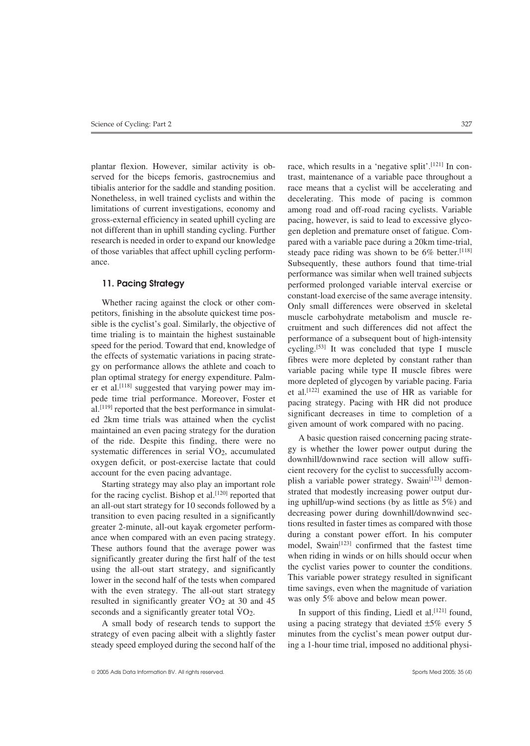plantar flexion. However, similar activity is observed for the biceps femoris, gastrocnemius and tibialis anterior for the saddle and standing position. Nonetheless, in well trained cyclists and within the limitations of current investigations, economy and gross-external efficiency in seated uphill cycling are not different than in uphill standing cycling. Further research is needed in order to expand our knowledge of those variables that affect uphill cycling performance.

## 11. Pacing Strategy

Whether racing against the clock or other competitors, finishing in the absolute quickest time possible is the cyclist's goal. Similarly, the objective of time trialing is to maintain the highest sustainable speed for the period. Toward that end, knowledge of the effects of systematic variations in pacing strategy on performance allows the athlete and coach to plan optimal strategy for energy expenditure. Palmer et al.[118] suggested that varying power may impede time trial performance. Moreover, Foster et al.[119] reported that the best performance in simulated 2km time trials was attained when the cyclist maintained an even pacing strategy for the duration of the ride. Despite this finding, there were no systematic differences in serial $\dot{V}O_2$, accumulated oxygen deficit, or post-exercise lactate that could account for the even pacing advantage.

Starting strategy may also play an important role for the racing cyclist. Bishop et al.[120] reported that an all-out start strategy for 10 seconds followed by a transition to even pacing resulted in a significantly greater 2-minute, all-out kayak ergometer performance when compared with an even pacing strategy. These authors found that the average power was significantly greater during the first half of the test using the all-out start strategy, and significantly lower in the second half of the tests when compared with the even strategy. The all-out start strategy resulted in significantly greater $\dot{V}O_2$ at 30 and 45 seconds and a significantly greater total $\dot{V}O_2$.

A small body of research tends to support the strategy of even pacing albeit with a slightly faster steady speed employed during the second half of the race, which results in a 'negative split'.[121] In contrast, maintenance of a variable pace throughout a race means that a cyclist will be accelerating and decelerating. This mode of pacing is common among road and off-road racing cyclists. Variable pacing, however, is said to lead to excessive glycogen depletion and premature onset of fatigue. Compared with a variable pace during a 20km time-trial, steady pace riding was shown to be 6% better.[118] Subsequently, these authors found that time-trial performance was similar when well trained subjects performed prolonged variable interval exercise or constant-load exercise of the same average intensity. Only small differences were observed in skeletal muscle carbohydrate metabolism and muscle recruitment and such differences did not affect the performance of a subsequent bout of high-intensity cycling.[53] It was concluded that type I muscle fibres were more depleted by constant rather than variable pacing while type II muscle fibres were more depleted of glycogen by variable pacing. Faria et al.[122] examined the use of HR as variable for pacing strategy. Pacing with HR did not produce significant decreases in time to completion of a given amount of work compared with no pacing.

A basic question raised concerning pacing strategy is whether the lower power output during the downhill/downwind race section will allow sufficient recovery for the cyclist to successfully accomplish a variable power strategy. Swain[123] demonstrated that modestly increasing power output during uphill/up-wind sections (by as little as 5%) and decreasing power during downhill/downwind sections resulted in faster times as compared with those during a constant power effort. In his computer model, Swain[123] confirmed that the fastest time when riding in winds or on hills should occur when the cyclist varies power to counter the conditions. This variable power strategy resulted in significant time savings, even when the magnitude of variation was only 5% above and below mean power.

In support of this finding, Liedl et al.[121] found, using a pacing strategy that deviated ±5% every 5 minutes from the cyclist's mean power output during a 1-hour time trial, imposed no additional physi-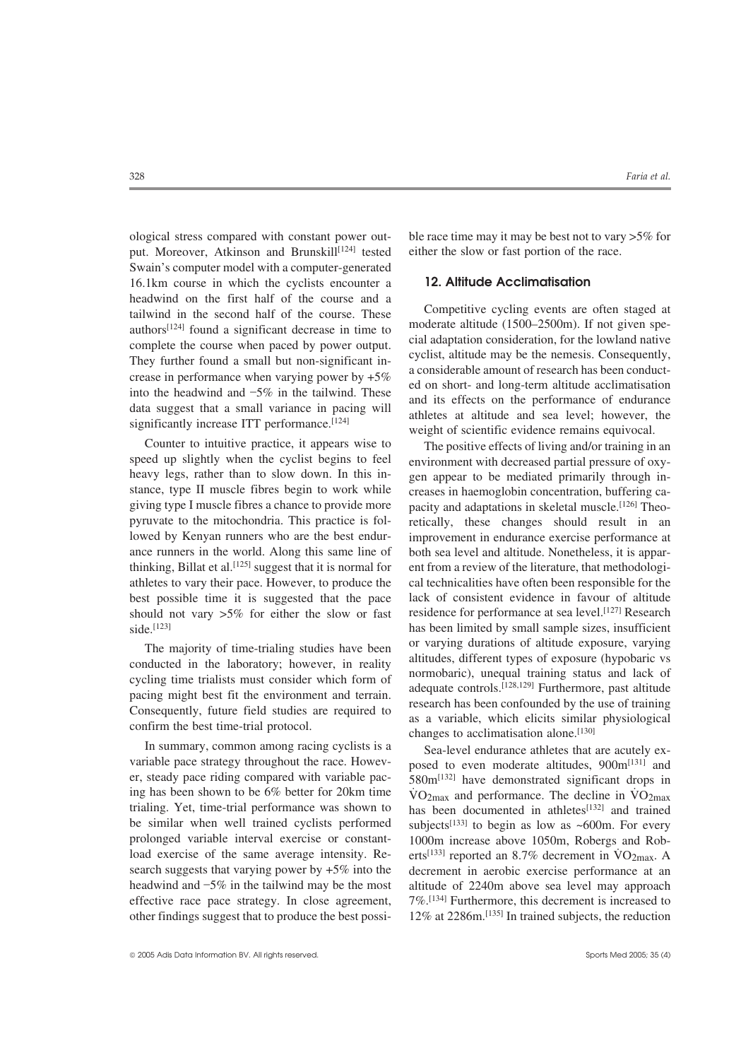ological stress compared with constant power output. Moreover, Atkinson and Brunskill[124] tested Swain's computer model with a computer-generated 16.1km course in which the cyclists encounter a headwind on the first half of the course and a tailwind in the second half of the course. These authors[124] found a significant decrease in time to complete the course when paced by power output. They further found a small but non-significant increase in performance when varying power by +5% into the headwind and −5% in the tailwind. These data suggest that a small variance in pacing will significantly increase ITT performance.[124]

Counter to intuitive practice, it appears wise to speed up slightly when the cyclist begins to feel heavy legs, rather than to slow down. In this instance, type II muscle fibres begin to work while giving type I muscle fibres a chance to provide more pyruvate to the mitochondria. This practice is followed by Kenyan runners who are the best endurance runners in the world. Along this same line of thinking, Billat et al.[125] suggest that it is normal for athletes to vary their pace. However, to produce the best possible time it is suggested that the pace should not vary >5% for either the slow or fast side.[123]

The majority of time-trialing studies have been conducted in the laboratory; however, in reality cycling time trialists must consider which form of pacing might best fit the environment and terrain. Consequently, future field studies are required to confirm the best time-trial protocol.

In summary, common among racing cyclists is a variable pace strategy throughout the race. However, steady pace riding compared with variable pacing has been shown to be 6% better for 20km time trialing. Yet, time-trial performance was shown to be similar when well trained cyclists performed prolonged variable interval exercise or constant-load exercise of the same average intensity. Research suggests that varying power by +5% into the headwind and −5% in the tailwind may be the most effective race pace strategy. In close agreement, other findings suggest that to produce the best possible race time may it may be best not to vary >5% for either the slow or fast portion of the race.

## 12. Altitude Acclimatisation

Competitive cycling events are often staged at moderate altitude (1500–2500m). If not given special adaptation consideration, for the lowland native cyclist, altitude may be the nemesis. Consequently, a considerable amount of research has been conducted on short- and long-term altitude acclimatisation and its effects on the performance of endurance athletes at altitude and sea level; however, the weight of scientific evidence remains equivocal.

The positive effects of living and/or training in an environment with decreased partial pressure of oxygen appear to be mediated primarily through increases in haemoglobin concentration, buffering capacity and adaptations in skeletal muscle.[126] Theoretically, these changes should result in an improvement in endurance exercise performance at both sea level and altitude. Nonetheless, it is apparent from a review of the literature, that methodological technicalities have often been responsible for the lack of consistent evidence in favour of altitude residence for performance at sea level.[127] Research has been limited by small sample sizes, insufficient or varying durations of altitude exposure, varying altitudes, different types of exposure (hypobaric vs normobaric), unequal training status and lack of adequate controls.[128,129] Furthermore, past altitude research has been confounded by the use of training as a variable, which elicits similar physiological changes to acclimatisation alone.[130]

Sea-level endurance athletes that are acutely exposed to even moderate altitudes, 900m[131] and 580m[132] have demonstrated significant drops in $\dot{V}O_{2max}$ and performance. The decline in $\dot{V}O_{2max}$ has been documented in athletes[132] and trained subjects[133] to begin as low as ~600m. For every 1000m increase above 1050m, Robergs and Roberts[133] reported an 8.7% decrement in $\dot{V}O_{2max}$. A decrement in aerobic exercise performance at an altitude of 2240m above sea level may approach 7%.[134] Furthermore, this decrement is increased to 12% at 2286m.[135] In trained subjects, the reduction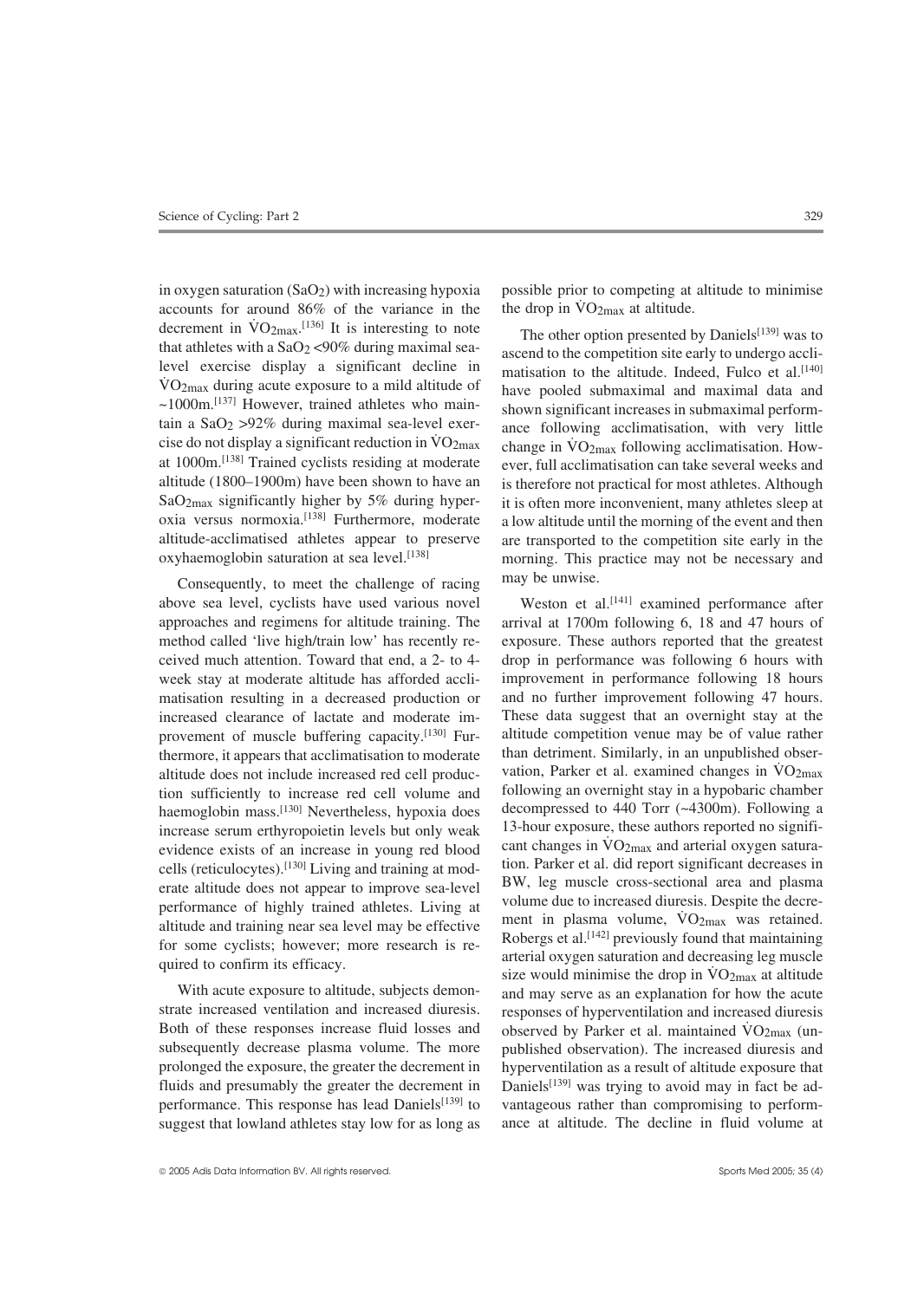in oxygen saturation ($SaO_2$) with increasing hypoxia accounts for around 86% of the variance in the decrement in $\dot{V}O_{2max}$.[136] It is interesting to note that athletes with a $SaO_2$ <90% during maximal sea-level exercise display a significant decline in $\dot{V}O_{2max}$ during acute exposure to a mild altitude of ~1000m.[137] However, trained athletes who maintain a $SaO_2$ >92% during maximal sea-level exercise do not display a significant reduction in $\dot{V}O_{2max}$ at 1000m.[138] Trained cyclists residing at moderate altitude (1800–1900m) have been shown to have an $SaO_{2max}$ significantly higher by 5% during hyperoxia versus normoxia.[138] Furthermore, moderate altitude-acclimatised athletes appear to preserve oxyhaemoglobin saturation at sea level.[138]

Consequently, to meet the challenge of racing above sea level, cyclists have used various novel approaches and regimens for altitude training. The method called 'live high/train low' has recently received much attention. Toward that end, a 2- to 4-week stay at moderate altitude has afforded acclimatisation resulting in a decreased production or increased clearance of lactate and moderate improvement of muscle buffering capacity.[130] Furthermore, it appears that acclimatisation to moderate altitude does not include increased red cell production sufficiently to increase red cell volume and haemoglobin mass.[130] Nevertheless, hypoxia does increase serum erthyropoietin levels but only weak evidence exists of an increase in young red blood cells (reticulocytes).[130] Living and training at moderate altitude does not appear to improve sea-level performance of highly trained athletes. Living at altitude and training near sea level may be effective for some cyclists; however; more research is required to confirm its efficacy.

With acute exposure to altitude, subjects demonstrate increased ventilation and increased diuresis. Both of these responses increase fluid losses and subsequently decrease plasma volume. The more prolonged the exposure, the greater the decrement in fluids and presumably the greater the decrement in performance. This response has lead Daniels[139] to suggest that lowland athletes stay low for as long as possible prior to competing at altitude to minimise the drop in $\dot{V}O_{2max}$ at altitude.

The other option presented by Daniels[139] was to ascend to the competition site early to undergo acclimatisation to the altitude. Indeed, Fulco et al.[140] have pooled submaximal and maximal data and shown significant increases in submaximal performance following acclimatisation, with very little change in $\dot{V}O_{2max}$ following acclimatisation. However, full acclimatisation can take several weeks and is therefore not practical for most athletes. Although it is often more inconvenient, many athletes sleep at a low altitude until the morning of the event and then are transported to the competition site early in the morning. This practice may not be necessary and may be unwise.

Weston et al.[141] examined performance after arrival at 1700m following 6, 18 and 47 hours of exposure. These authors reported that the greatest drop in performance was following 6 hours with improvement in performance following 18 hours and no further improvement following 47 hours. These data suggest that an overnight stay at the altitude competition venue may be of value rather than detriment. Similarly, in an unpublished observation, Parker et al. examined changes in $\dot{V}O_{2max}$ following an overnight stay in a hypobaric chamber decompressed to 440 Torr (~4300m). Following a 13-hour exposure, these authors reported no significant changes in $\dot{V}O_{2max}$ and arterial oxygen saturation. Parker et al. did report significant decreases in BW, leg muscle cross-sectional area and plasma volume due to increased diuresis. Despite the decrement in plasma volume, $\dot{V}O_{2max}$ was retained. Robergs et al.[142] previously found that maintaining arterial oxygen saturation and decreasing leg muscle size would minimise the drop in $\dot{V}O_{2max}$ at altitude and may serve as an explanation for how the acute responses of hyperventilation and increased diuresis observed by Parker et al. maintained $\dot{V}O_{2max}$ (unpublished observation). The increased diuresis and hyperventilation as a result of altitude exposure that Daniels[139] was trying to avoid may in fact be advantageous rather than compromising to performance at altitude. The decline in fluid volume at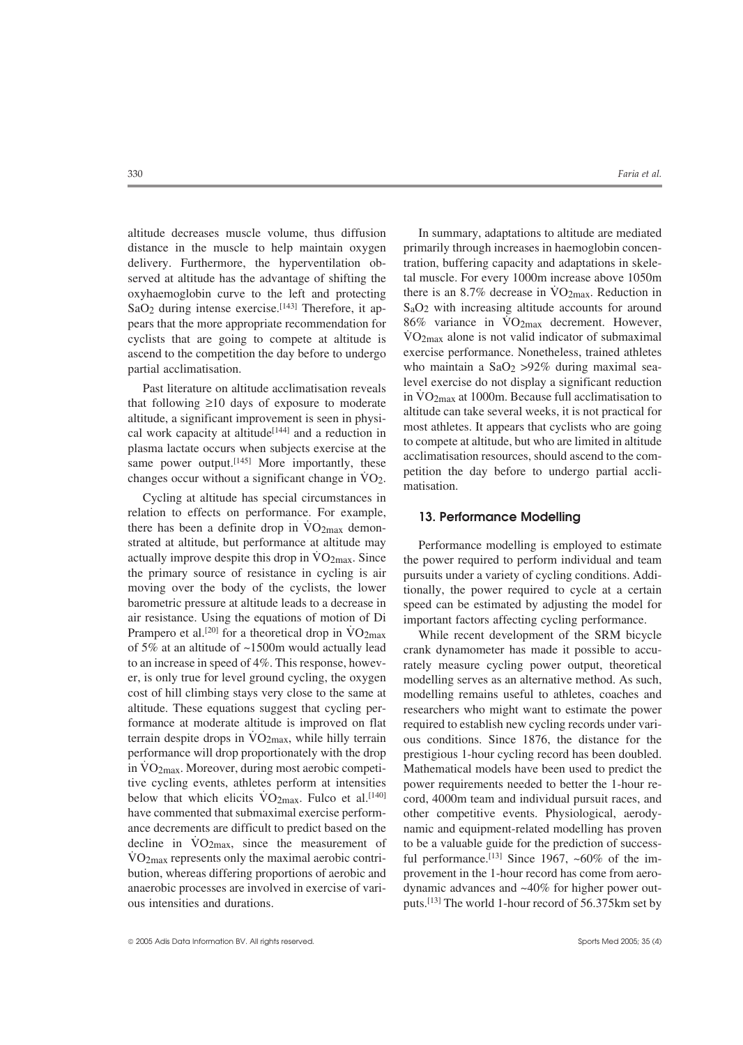altitude decreases muscle volume, thus diffusion distance in the muscle to help maintain oxygen delivery. Furthermore, the hyperventilation observed at altitude has the advantage of shifting the oxyhaemoglobin curve to the left and protecting $SaO_2$ during intense exercise.[143] Therefore, it appears that the more appropriate recommendation for cyclists that are going to compete at altitude is ascend to the competition the day before to undergo partial acclimatisation.

Past literature on altitude acclimatisation reveals that following ≥10 days of exposure to moderate altitude, a significant improvement is seen in physical work capacity at altitude[144] and a reduction in plasma lactate occurs when subjects exercise at the same power output.[145] More importantly, these changes occur without a significant change in $\dot{V}O_2$.

Cycling at altitude has special circumstances in relation to effects on performance. For example, there has been a definite drop in $\dot{V}O_{2max}$ demonstrated at altitude, but performance at altitude may actually improve despite this drop in $\dot{V}O_{2max}$. Since the primary source of resistance in cycling is air moving over the body of the cyclists, the lower barometric pressure at altitude leads to a decrease in air resistance. Using the equations of motion of Di Prampero et al.[20] for a theoretical drop in $\dot{V}O_{2max}$ of 5% at an altitude of ~1500m would actually lead to an increase in speed of 4%. This response, however, is only true for level ground cycling, the oxygen cost of hill climbing stays very close to the same at altitude. These equations suggest that cycling performance at moderate altitude is improved on flat terrain despite drops in $\dot{V}O_{2max}$, while hilly terrain performance will drop proportionately with the drop in $\dot{V}O_{2max}$. Moreover, during most aerobic competitive cycling events, athletes perform at intensities below that which elicits $\dot{V}O_{2max}$. Fulco et al.[140] have commented that submaximal exercise performance decrements are difficult to predict based on the decline in $\dot{V}O_{2max}$, since the measurement of $\dot{V}O_{2max}$ represents only the maximal aerobic contribution, whereas differing proportions of aerobic and anaerobic processes are involved in exercise of various intensities and durations.

In summary, adaptations to altitude are mediated primarily through increases in haemoglobin concentration, buffering capacity and adaptations in skeletal muscle. For every 1000m increase above 1050m there is an 8.7% decrease in $\dot{V}O_{2max}$. Reduction in $S_aO_2$ with increasing altitude accounts for around 86% variance in $\dot{V}O_{2max}$ decrement. However, $\dot{V}O_{2max}$ alone is not valid indicator of submaximal exercise performance. Nonetheless, trained athletes who maintain a $SaO_2$ >92% during maximal sea-level exercise do not display a significant reduction in $\dot{V}O_{2max}$ at 1000m. Because full acclimatisation to altitude can take several weeks, it is not practical for most athletes. It appears that cyclists who are going to compete at altitude, but who are limited in altitude acclimatisation resources, should ascend to the competition the day before to undergo partial acclimatisation.

## 13. Performance Modelling

Performance modelling is employed to estimate the power required to perform individual and team pursuits under a variety of cycling conditions. Additionally, the power required to cycle at a certain speed can be estimated by adjusting the model for important factors affecting cycling performance.

While recent development of the SRM bicycle crank dynamometer has made it possible to accurately measure cycling power output, theoretical modelling serves as an alternative method. As such, modelling remains useful to athletes, coaches and researchers who might want to estimate the power required to establish new cycling records under various conditions. Since 1876, the distance for the prestigious 1-hour cycling record has been doubled. Mathematical models have been used to predict the power requirements needed to better the 1-hour record, 4000m team and individual pursuit races, and other competitive events. Physiological, aerodynamic and equipment-related modelling has proven to be a valuable guide for the prediction of successful performance.[13] Since 1967, ~60% of the improvement in the 1-hour record has come from aerodynamic advances and ~40% for higher power outputs.[13] The world 1-hour record of 56.375km set by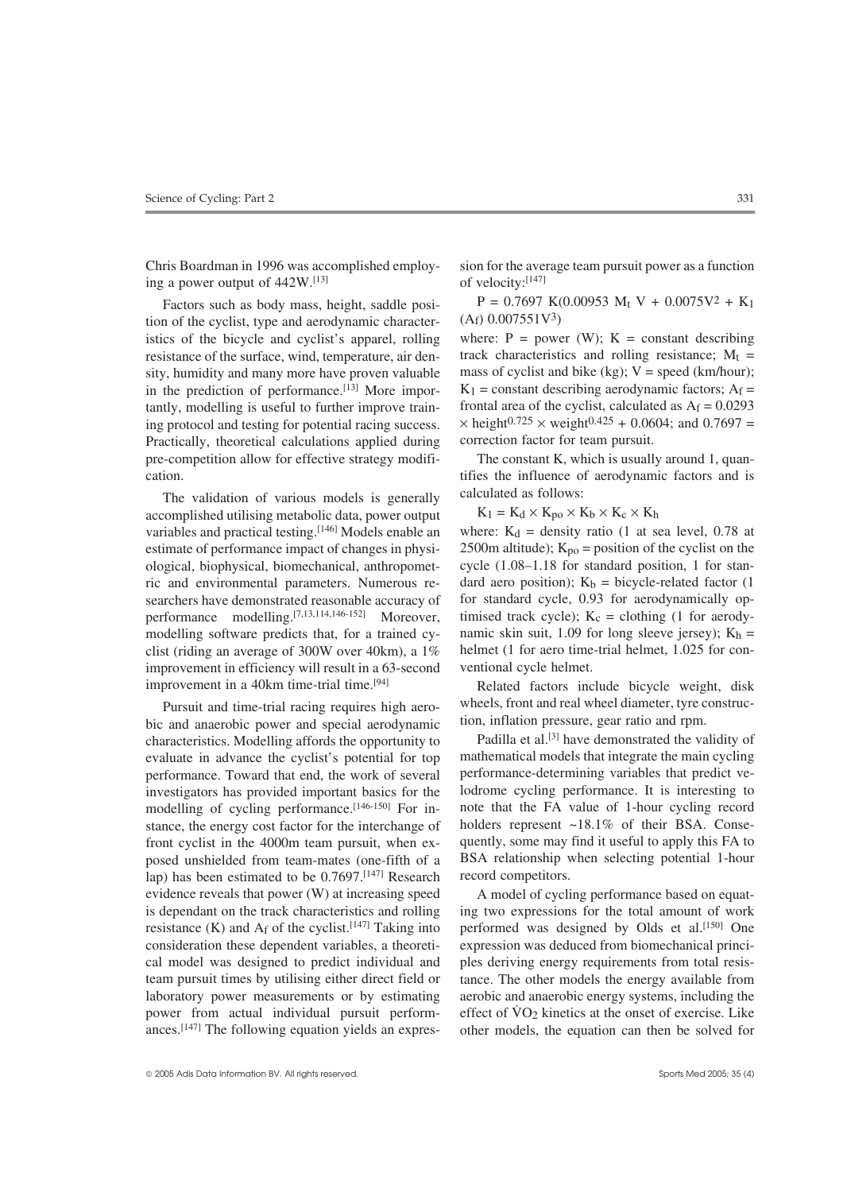Chris Boardman in 1996 was accomplished employing a power output of 442W.[13]

Factors such as body mass, height, saddle position of the cyclist, type and aerodynamic characteristics of the bicycle and cyclist's apparel, rolling resistance of the surface, wind, temperature, air density, humidity and many more have proven valuable in the prediction of performance.[13] More importantly, modelling is useful to further improve training protocol and testing for potential racing success. Practically, theoretical calculations applied during pre-competition allow for effective strategy modification.

The validation of various models is generally accomplished utilising metabolic data, power output variables and practical testing.[146] Models enable an estimate of performance impact of changes in physiological, biophysical, biomechanical, anthropometric and environmental parameters. Numerous researchers have demonstrated reasonable accuracy of performance modelling.[7,13,114,146-152] Moreover, modelling software predicts that, for a trained cyclist (riding an average of 300W over 40km), a 1% improvement in efficiency will result in a 63-second improvement in a 40km time-trial time.[94]

Pursuit and time-trial racing requires high aerobic and anaerobic power and special aerodynamic characteristics. Modelling affords the opportunity to evaluate in advance the cyclist's potential for top performance. Toward that end, the work of several investigators has provided important basics for the modelling of cycling performance.[146-150] For instance, the energy cost factor for the interchange of front cyclist in the 4000m team pursuit, when exposed unshielded from team-mates (one-fifth of a lap) has been estimated to be 0.7697.[147] Research evidence reveals that power (W) at increasing speed is dependant on the track characteristics and rolling resistance (K) and $A_f$ of the cyclist.[147] Taking into consideration these dependent variables, a theoretical model was designed to predict individual and team pursuit times by utilising either direct field or laboratory power measurements or by estimating power from actual individual pursuit performances.[147] The following equation yields an expression for the average team pursuit power as a function of velocity:[147]

$$P = 0.7697\ K(0.00953\ M_t\ V + 0.0075V^2 + K_1\ (A_f)\ 0.007551V^3)$$

where: P = power (W); K = constant describing track characteristics and rolling resistance; $M_t$ = mass of cyclist and bike (kg); V = speed (km/hour); $K_1$ = constant describing aerodynamic factors; $A_f$ = frontal area of the cyclist, calculated as $A_f = 0.0293 \times \text{height}^{0.725} \times \text{weight}^{0.425} + 0.0604$; and 0.7697 = correction factor for team pursuit.

The constant K, which is usually around 1, quantifies the influence of aerodynamic factors and is calculated as follows:

$$K_1 = K_d \times K_{po} \times K_b \times K_c \times K_h$$

where: $K_d$ = density ratio (1 at sea level, 0.78 at 2500m altitude); $K_{po}$ = position of the cyclist on the cycle (1.08–1.18 for standard position, 1 for standard aero position); $K_b$ = bicycle-related factor (1 for standard cycle, 0.93 for aerodynamically optimised track cycle); $K_c$ = clothing (1 for aerodynamic skin suit, 1.09 for long sleeve jersey); $K_h$ = helmet (1 for aero time-trial helmet, 1.025 for conventional cycle helmet.

Related factors include bicycle weight, disk wheels, front and real wheel diameter, tyre construction, inflation pressure, gear ratio and rpm.

Padilla et al.[3] have demonstrated the validity of mathematical models that integrate the main cycling performance-determining variables that predict velodrome cycling performance. It is interesting to note that the FA value of 1-hour cycling record holders represent ~18.1% of their BSA. Consequently, some may find it useful to apply this FA to BSA relationship when selecting potential 1-hour record competitors.

A model of cycling performance based on equating two expressions for the total amount of work performed was designed by Olds et al.[150] One expression was deduced from biomechanical principles deriving energy requirements from total resistance. The other models the energy available from aerobic and anaerobic energy systems, including the effect of $\dot{V}O_2$ kinetics at the onset of exercise. Like other models, the equation can then be solved for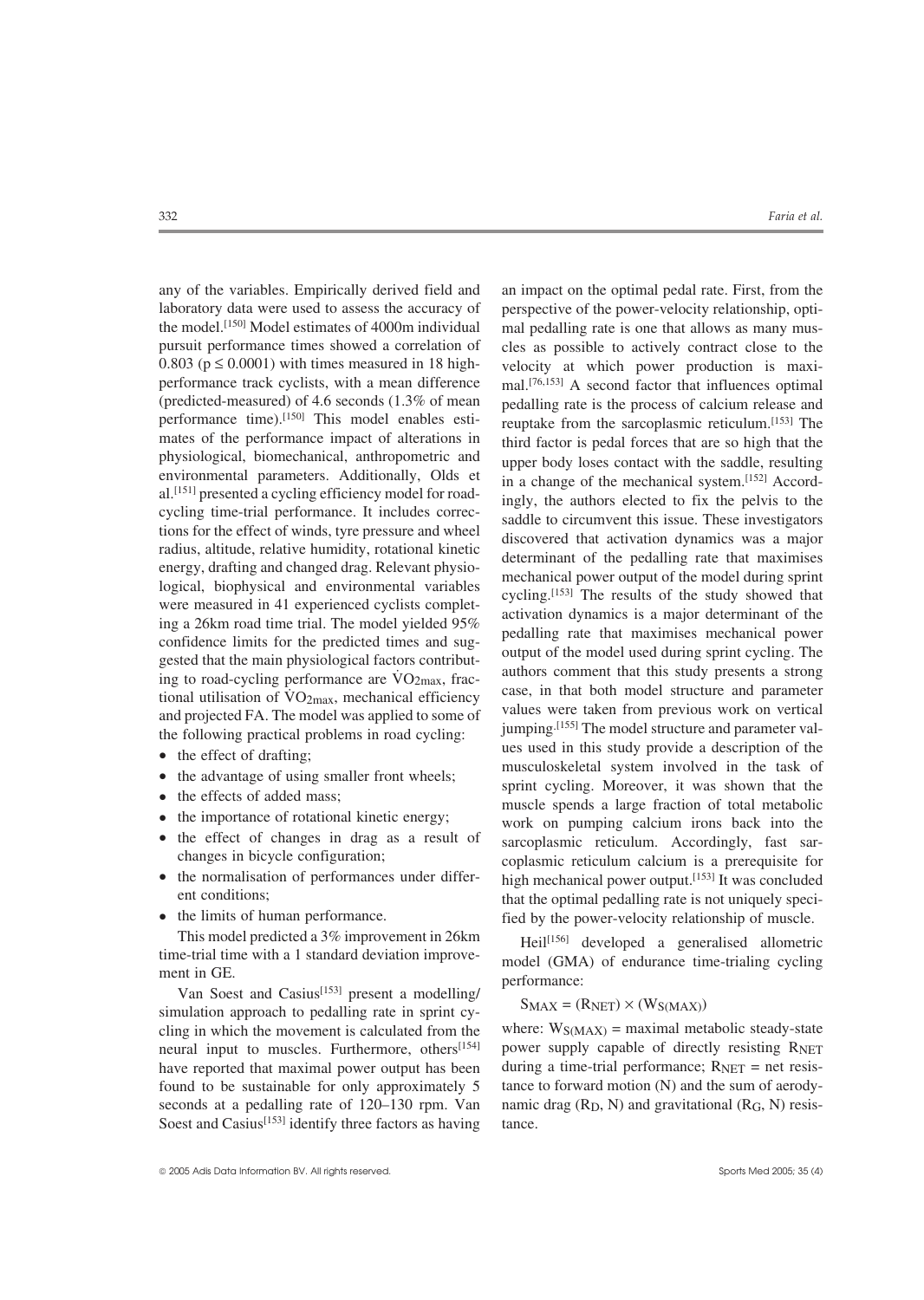any of the variables. Empirically derived field and laboratory data were used to assess the accuracy of the model.[150] Model estimates of 4000m individual pursuit performance times showed a correlation of 0.803 ($p \leq 0.0001$) with times measured in 18 high-performance track cyclists, with a mean difference (predicted-measured) of 4.6 seconds (1.3% of mean performance time).[150] This model enables estimates of the performance impact of alterations in physiological, biomechanical, anthropometric and environmental parameters. Additionally, Olds et al.[151] presented a cycling efficiency model for road-cycling time-trial performance. It includes corrections for the effect of winds, tyre pressure and wheel radius, altitude, relative humidity, rotational kinetic energy, drafting and changed drag. Relevant physiological, biophysical and environmental variables were measured in 41 experienced cyclists completing a 26km road time trial. The model yielded 95% confidence limits for the predicted times and suggested that the main physiological factors contributing to road-cycling performance are $\dot{V}O_{2max}$, fractional utilisation of $\dot{V}O_{2max}$, mechanical efficiency and projected FA. The model was applied to some of the following practical problems in road cycling:

- the effect of drafting;
- the advantage of using smaller front wheels;
- the effects of added mass;
- the importance of rotational kinetic energy;
- the effect of changes in drag as a result of changes in bicycle configuration;
- the normalisation of performances under different conditions;
- the limits of human performance.

This model predicted a 3% improvement in 26km time-trial time with a 1 standard deviation improvement in GE.

Van Soest and Casius[153] present a modelling/simulation approach to pedalling rate in sprint cycling in which the movement is calculated from the neural input to muscles. Furthermore, others[154] have reported that maximal power output has been found to be sustainable for only approximately 5 seconds at a pedalling rate of 120–130 rpm. Van Soest and Casius[153] identify three factors as having an impact on the optimal pedal rate. First, from the perspective of the power-velocity relationship, optimal pedalling rate is one that allows as many muscles as possible to actively contract close to the velocity at which power production is maximal.[76,153] A second factor that influences optimal pedalling rate is the process of calcium release and reuptake from the sarcoplasmic reticulum.[153] The third factor is pedal forces that are so high that the upper body loses contact with the saddle, resulting in a change of the mechanical system.[152] Accordingly, the authors elected to fix the pelvis to the saddle to circumvent this issue. These investigators discovered that activation dynamics was a major determinant of the pedalling rate that maximises mechanical power output of the model during sprint cycling.[153] The results of the study showed that activation dynamics is a major determinant of the pedalling rate that maximises mechanical power output of the model used during sprint cycling. The authors comment that this study presents a strong case, in that both model structure and parameter values were taken from previous work on vertical jumping.[155] The model structure and parameter values used in this study provide a description of the musculoskeletal system involved in the task of sprint cycling. Moreover, it was shown that the muscle spends a large fraction of total metabolic work on pumping calcium irons back into the sarcoplasmic reticulum. Accordingly, fast sarcoplasmic reticulum calcium is a prerequisite for high mechanical power output.[153] It was concluded that the optimal pedalling rate is not uniquely specified by the power-velocity relationship of muscle.

Heil[156] developed a generalised allometric model (GMA) of endurance time-trialing cycling performance:

$$S_{MAX} = (R_{NET}) \times (W_{S(MAX)})$$

where: $W_{S(MAX)}$ = maximal metabolic steady-state power supply capable of directly resisting $R_{NET}$ during a time-trial performance; $R_{NET}$ = net resistance to forward motion (N) and the sum of aerodynamic drag ($R_D$, N) and gravitational ($R_G$, N) resistance.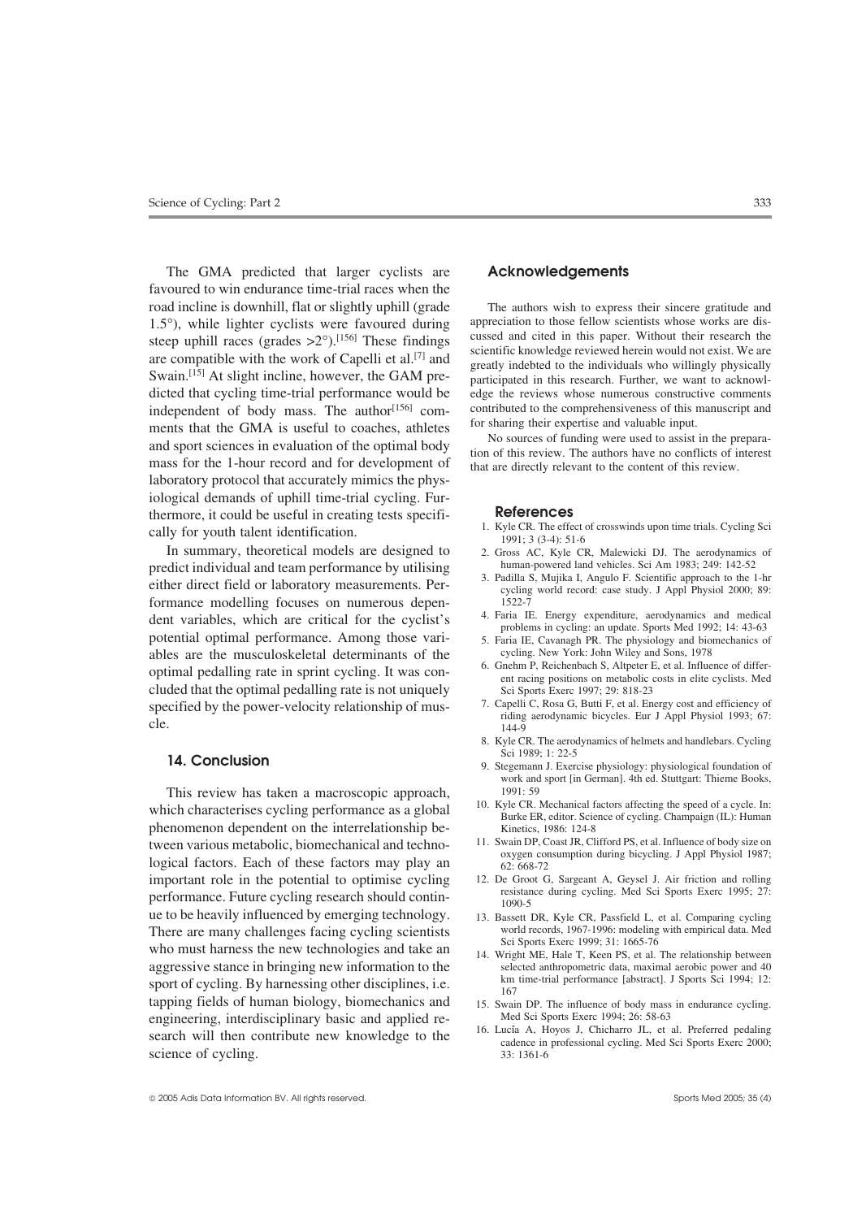The GMA predicted that larger cyclists are favoured to win endurance time-trial races when the road incline is downhill, flat or slightly uphill (grade 1.5°), while lighter cyclists were favoured during steep uphill races (grades >2°).[156] These findings are compatible with the work of Capelli et al.[7] and Swain.[15] At slight incline, however, the GAM predicted that cycling time-trial performance would be independent of body mass. The author[156] comments that the GMA is useful to coaches, athletes and sport sciences in evaluation of the optimal body mass for the 1-hour record and for development of laboratory protocol that accurately mimics the physiological demands of uphill time-trial cycling. Furthermore, it could be useful in creating tests specifically for youth talent identification.

In summary, theoretical models are designed to predict individual and team performance by utilising either direct field or laboratory measurements. Performance modelling focuses on numerous dependent variables, which are critical for the cyclist's potential optimal performance. Among those variables are the musculoskeletal determinants of the optimal pedalling rate in sprint cycling. It was concluded that the optimal pedalling rate is not uniquely specified by the power-velocity relationship of muscle.

## 14. Conclusion

This review has taken a macroscopic approach, which characterises cycling performance as a global phenomenon dependent on the interrelationship between various metabolic, biomechanical and technological factors. Each of these factors may play an important role in the potential to optimise cycling performance. Future cycling research should continue to be heavily influenced by emerging technology. There are many challenges facing cycling scientists who must harness the new technologies and take an aggressive stance in bringing new information to the sport of cycling. By harnessing other disciplines, i.e. tapping fields of human biology, biomechanics and engineering, interdisciplinary basic and applied research will then contribute new knowledge to the science of cycling.

## Acknowledgements

The authors wish to express their sincere gratitude and appreciation to those fellow scientists whose works are discussed and cited in this paper. Without their research the scientific knowledge reviewed herein would not exist. We are greatly indebted to the individuals who willingly physically participated in this research. Further, we want to acknowledge the reviews whose numerous constructive comments contributed to the comprehensiveness of this manuscript and for sharing their expertise and valuable input.

No sources of funding were used to assist in the preparation of this review. The authors have no conflicts of interest that are directly relevant to the content of this review.

## References

1. Kyle CR. The effect of crosswinds upon time trials. Cycling Sci 1991; 3 (3-4): 51-6
2. Gross AC, Kyle CR, Malewicki DJ. The aerodynamics of human-powered land vehicles. Sci Am 1983; 249: 142-52
3. Padilla S, Mujika I, Angulo F. Scientific approach to the 1-hr cycling world record: case study. J Appl Physiol 2000; 89: 1522-7
4. Faria IE. Energy expenditure, aerodynamics and medical problems in cycling: an update. Sports Med 1992; 14: 43-63
5. Faria IE, Cavanagh PR. The physiology and biomechanics of cycling. New York: John Wiley and Sons, 1978
6. Gnehm P, Reichenbach S, Altpeter E, et al. Influence of different racing positions on metabolic costs in elite cyclists. Med Sci Sports Exerc 1997; 29: 818-23
7. Capelli C, Rosa G, Butti F, et al. Energy cost and efficiency of riding aerodynamic bicycles. Eur J Appl Physiol 1993; 67: 144-9
8. Kyle CR. The aerodynamics of helmets and handlebars. Cycling Sci 1989; 1: 22-5
9. Stegemann J. Exercise physiology: physiological foundation of work and sport [in German]. 4th ed. Stuttgart: Thieme Books, 1991: 59
10. Kyle CR. Mechanical factors affecting the speed of a cycle. In: Burke ER, editor. Science of cycling. Champaign (IL): Human Kinetics, 1986: 124-8
11. Swain DP, Coast JR, Clifford PS, et al. Influence of body size on oxygen consumption during bicycling. J Appl Physiol 1987; 62: 668-72
12. De Groot G, Sargeant A, Geysel J. Air friction and rolling resistance during cycling. Med Sci Sports Exerc 1995; 27: 1090-5
13. Bassett DR, Kyle CR, Passfield L, et al. Comparing cycling world records, 1967-1996: modeling with empirical data. Med Sci Sports Exerc 1999; 31: 1665-76
14. Wright ME, Hale T, Keen PS, et al. The relationship between selected anthropometric data, maximal aerobic power and 40 km time-trial performance [abstract]. J Sports Sci 1994; 12: 167
15. Swain DP. The influence of body mass in endurance cycling. Med Sci Sports Exerc 1994; 26: 58-63
16. Lucía A, Hoyos J, Chicharro JL, et al. Preferred pedaling cadence in professional cycling. Med Sci Sports Exerc 2000; 33: 1361-6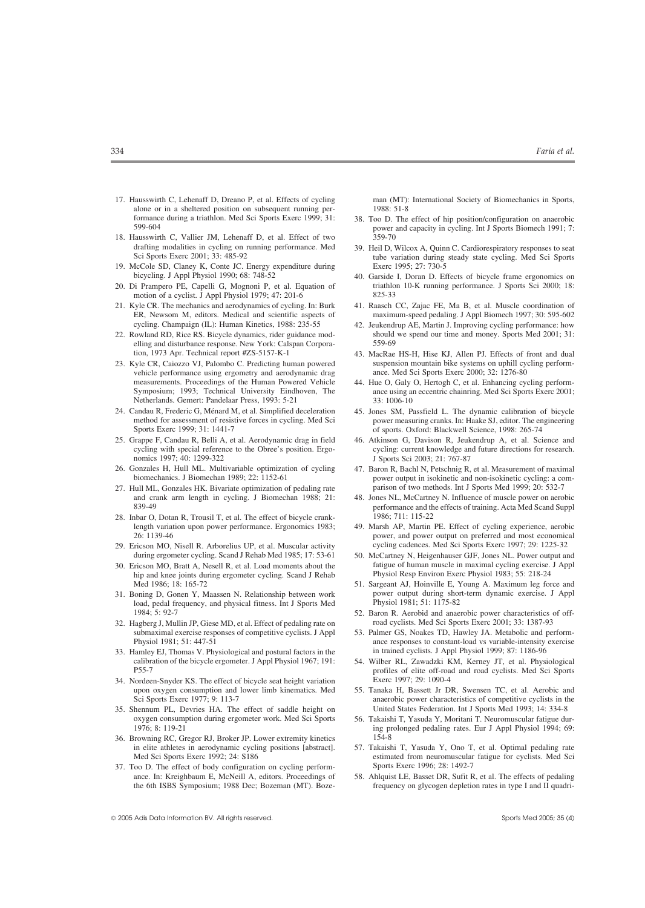17. Hausswirth C, Lehenaff D, Dreano P, et al. Effects of cycling alone or in a sheltered position on subsequent running performance during a triathlon. Med Sci Sports Exerc 1999; 31: 599-604
18. Hausswirth C, Vallier JM, Lehenaff D, et al. Effect of two drafting modalities in cycling on running performance. Med Sci Sports Exerc 2001; 33: 485-92
19. McCole SD, Claney K, Conte JC. Energy expenditure during bicycling. J Appl Physiol 1990; 68: 748-52
20. Di Prampero PE, Capelli G, Mognoni P, et al. Equation of motion of a cyclist. J Appl Physiol 1979; 47: 201-6
21. Kyle CR. The mechanics and aerodynamics of cycling. In: Burk ER, Newsom M, editors. Medical and scientific aspects of cycling. Champaign (IL): Human Kinetics, 1988: 235-55
22. Rowland RD, Rice RS. Bicycle dynamics, rider guidance modelling and disturbance response. New York: Calspan Corporation, 1973 Apr. Technical report #ZS-5157-K-1
23. Kyle CR, Caiozzo VJ, Palombo C. Predicting human powered vehicle performance using ergometry and aerodynamic drag measurements. Proceedings of the Human Powered Vehicle Symposium; 1993; Technical University Eindhoven, The Netherlands. Gemert: Pandelaar Press, 1993: 5-21
24. Candau R, Frederic G, Ménard M, et al. Simplified deceleration method for assessment of resistive forces in cycling. Med Sci Sports Exerc 1999; 31: 1441-7
25. Grappe F, Candau R, Belli A, et al. Aerodynamic drag in field cycling with special reference to the Obree's position. Ergonomics 1997; 40: 1299-322
26. Gonzales H, Hull ML. Multivariable optimization of cycling biomechanics. J Biomechan 1989; 22: 1152-61
27. Hull ML, Gonzales HK. Bivariate optimization of pedaling rate and crank arm length in cycling. J Biomechan 1988; 21: 839-49
28. Inbar O, Dotan R, Trousil T, et al. The effect of bicycle crank-length variation upon power performance. Ergonomics 1983; 26: 1139-46
29. Ericson MO, Nisell R. Arborelius UP, et al. Muscular activity during ergometer cycling. Scand J Rehab Med 1985; 17: 53-61
30. Ericson MO, Bratt A, Nesell R, et al. Load moments about the hip and knee joints during ergometer cycling. Scand J Rehab Med 1986; 18: 165-72
31. Boning D, Gonen Y, Maassen N. Relationship between work load, pedal frequency, and physical fitness. Int J Sports Med 1984; 5: 92-7
32. Hagberg J, Mullin JP, Giese MD, et al. Effect of pedaling rate on submaximal exercise responses of competitive cyclists. J Appl Physiol 1981; 51: 447-51
33. Hamley EJ, Thomas V. Physiological and postural factors in the calibration of the bicycle ergometer. J Appl Physiol 1967; 191: P55-7
34. Nordeen-Snyder KS. The effect of bicycle seat height variation upon oxygen consumption and lower limb kinematics. Med Sci Sports Exerc 1977; 9: 113-7
35. Shennum PL, Devries HA. The effect of saddle height on oxygen consumption during ergometer work. Med Sci Sports 1976; 8: 119-21
36. Browning RC, Gregor RJ, Broker JP. Lower extremity kinetics in elite athletes in aerodynamic cycling positions [abstract]. Med Sci Sports Exerc 1992; 24: S186
37. Too D. The effect of body configuration on cycling performance. In: Kreighbaum E, McNeill A, editors. Proceedings of the 6th ISBS Symposium; 1988 Dec; Bozeman (MT). Bozeman (MT): International Society of Biomechanics in Sports, 1988: 51-8
38. Too D. The effect of hip position/configuration on anaerobic power and capacity in cycling. Int J Sports Biomech 1991; 7: 359-70
39. Heil D, Wilcox A, Quinn C. Cardiorespiratory responses to seat tube variation during steady state cycling. Med Sci Sports Exerc 1995; 27: 730-5
40. Garside I, Doran D. Effects of bicycle frame ergonomics on triathlon 10-K running performance. J Sports Sci 2000; 18: 825-33
41. Raasch CC, Zajac FE, Ma B, et al. Muscle coordination of maximum-speed pedaling. J Appl Biomech 1997; 30: 595-602
42. Jeukendrup AE, Martin J. Improving cycling performance: how should we spend our time and money. Sports Med 2001; 31: 559-69
43. MacRae HS-H, Hise KJ, Allen PJ. Effects of front and dual suspension mountain bike systems on uphill cycling performance. Med Sci Sports Exerc 2000; 32: 1276-80
44. Hue O, Galy O, Hertogh C, et al. Enhancing cycling performance using an eccentric chainring. Med Sci Sports Exerc 2001; 33: 1006-10
45. Jones SM, Passfield L. The dynamic calibration of bicycle power measuring cranks. In: Haake SJ, editor. The engineering of sports. Oxford: Blackwell Science, 1998: 265-74
46. Atkinson G, Davison R, Jeukendrup A, et al. Science and cycling: current knowledge and future directions for research. J Sports Sci 2003; 21: 767-87
47. Baron R, Bachl N, Petschnig R, et al. Measurement of maximal power output in isokinetic and non-isokinetic cycling: a comparison of two methods. Int J Sports Med 1999; 20: 532-7
48. Jones NL, McCartney N. Influence of muscle power on aerobic performance and the effects of training. Acta Med Scand Suppl 1986; 711: 115-22
49. Marsh AP, Martin PE. Effect of cycling experience, aerobic power, and power output on preferred and most economical cycling cadences. Med Sci Sports Exerc 1997; 29: 1225-32
50. McCartney N, Heigenhauser GJF, Jones NL. Power output and fatigue of human muscle in maximal cycling exercise. J Appl Physiol Resp Environ Exerc Physiol 1983; 55: 218-24
51. Sargeant AJ, Hoinville E, Young A. Maximum leg force and power output during short-term dynamic exercise. J Appl Physiol 1981; 51: 1175-82
52. Baron R. Aerobid and anaerobic power characteristics of off-road cyclists. Med Sci Sports Exerc 2001; 33: 1387-93
53. Palmer GS, Noakes TD, Hawley JA. Metabolic and performance responses to constant-load vs variable-intensity exercise in trained cyclists. J Appl Physiol 1999; 87: 1186-96
54. Wilber RL, Zawadzki KM, Kerney JT, et al. Physiological profiles of elite off-road and road cyclists. Med Sci Sports Exerc 1997; 29: 1090-4
55. Tanaka H, Bassett Jr DR, Swensen TC, et al. Aerobic and anaerobic power characteristics of competitive cyclists in the United States Federation. Int J Sports Med 1993; 14: 334-8
56. Takaishi T, Yasuda Y, Moritani T. Neuromuscular fatigue during prolonged pedaling rates. Eur J Appl Physiol 1994; 69: 154-8
57. Takaishi T, Yasuda Y, Ono T, et al. Optimal pedaling rate estimated from neuromuscular fatigue for cyclists. Med Sci Sports Exerc 1996; 28: 1492-7
58. Ahlquist LE, Basset DR, Sufit R, et al. The effects of pedaling frequency on glycogen depletion rates in type I and II quadri-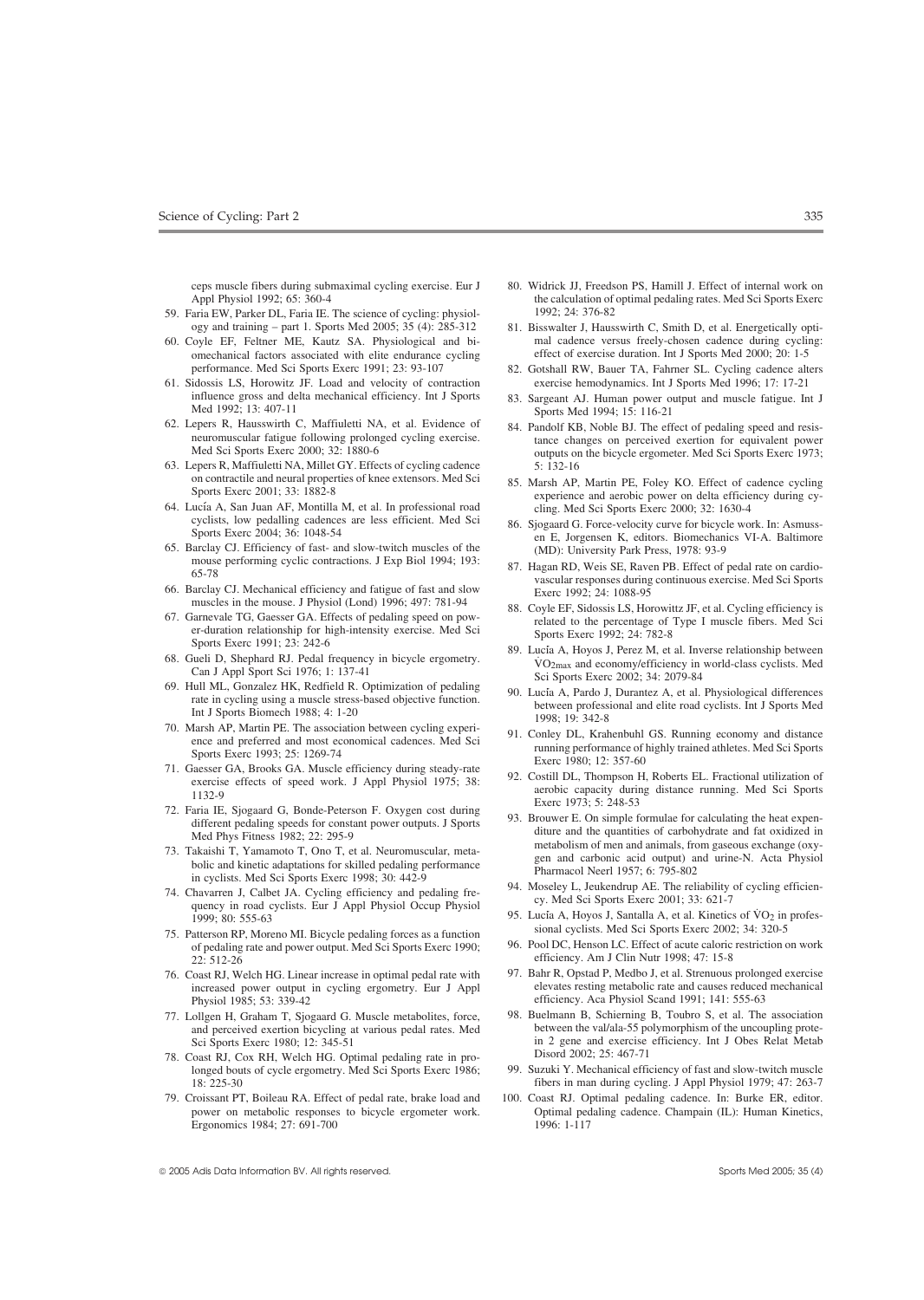ceps muscle fibers during submaximal cycling exercise. Eur J Appl Physiol 1992; 65: 360-4

59. Faria EW, Parker DL, Faria IE. The science of cycling: physiology and training – part 1. Sports Med 2005; 35 (4): 285-312
60. Coyle EF, Feltner ME, Kautz SA. Physiological and biomechanical factors associated with elite endurance cycling performance. Med Sci Sports Exerc 1991; 23: 93-107
61. Sidossis LS, Horowitz JF. Load and velocity of contraction influence gross and delta mechanical efficiency. Int J Sports Med 1992; 13: 407-11
62. Lepers R, Hausswirth C, Maffiuletti NA, et al. Evidence of neuromuscular fatigue following prolonged cycling exercise. Med Sci Sports Exerc 2000; 32: 1880-6
63. Lepers R, Maffiuletti NA, Millet GY. Effects of cycling cadence on contractile and neural properties of knee extensors. Med Sci Sports Exerc 2001; 33: 1882-8
64. Lucía A, San Juan AF, Montilla M, et al. In professional road cyclists, low pedalling cadences are less efficient. Med Sci Sports Exerc 2004; 36: 1048-54
65. Barclay CJ. Efficiency of fast- and slow-twitch muscles of the mouse performing cyclic contractions. J Exp Biol 1994; 193: 65-78
66. Barclay CJ. Mechanical efficiency and fatigue of fast and slow muscles in the mouse. J Physiol (Lond) 1996; 497: 781-94
67. Garnevale TG, Gaesser GA. Effects of pedaling speed on power-duration relationship for high-intensity exercise. Med Sci Sports Exerc 1991; 23: 242-6
68. Gueli D, Shephard RJ. Pedal frequency in bicycle ergometry. Can J Appl Sport Sci 1976; 1: 137-41
69. Hull ML, Gonzalez HK, Redfield R. Optimization of pedaling rate in cycling using a muscle stress-based objective function. Int J Sports Biomech 1988; 4: 1-20
70. Marsh AP, Martin PE. The association between cycling experience and preferred and most economical cadences. Med Sci Sports Exerc 1993; 25: 1269-74
71. Gaesser GA, Brooks GA. Muscle efficiency during steady-rate exercise effects of speed work. J Appl Physiol 1975; 38: 1132-9
72. Faria IE, Sjogaard G, Bonde-Peterson F. Oxygen cost during different pedaling speeds for constant power outputs. J Sports Med Phys Fitness 1982; 22: 295-9
73. Takaishi T, Yamamoto T, Ono T, et al. Neuromuscular, metabolic and kinetic adaptations for skilled pedaling performance in cyclists. Med Sci Sports Exerc 1998; 30: 442-9
74. Chavarren J, Calbet JA. Cycling efficiency and pedaling frequency in road cyclists. Eur J Appl Physiol Occup Physiol 1999; 80: 555-63
75. Patterson RP, Moreno MI. Bicycle pedaling forces as a function of pedaling rate and power output. Med Sci Sports Exerc 1990; 22: 512-26
76. Coast RJ, Welch HG. Linear increase in optimal pedal rate with increased power output in cycling ergometry. Eur J Appl Physiol 1985; 53: 339-42
77. Lollgen H, Graham T, Sjogaard G. Muscle metabolites, force, and perceived exertion bicycling at various pedal rates. Med Sci Sports Exerc 1980; 12: 345-51
78. Coast RJ, Cox RH, Welch HG. Optimal pedaling rate in prolonged bouts of cycle ergometry. Med Sci Sports Exerc 1986; 18: 225-30
79. Croissant PT, Boileau RA. Effect of pedal rate, brake load and power on metabolic responses to bicycle ergometer work. Ergonomics 1984; 27: 691-700
80. Widrick JJ, Freedson PS, Hamill J. Effect of internal work on the calculation of optimal pedaling rates. Med Sci Sports Exerc 1992; 24: 376-82
81. Bisswalter J, Hausswirth C, Smith D, et al. Energetically optimal cadence versus freely-chosen cadence during cycling: effect of exercise duration. Int J Sports Med 2000; 20: 1-5
82. Gotshall RW, Bauer TA, Fahrner SL. Cycling cadence alters exercise hemodynamics. Int J Sports Med 1996; 17: 17-21
83. Sargeant AJ. Human power output and muscle fatigue. Int J Sports Med 1994; 15: 116-21
84. Pandolf KB, Noble BJ. The effect of pedaling speed and resistance changes on perceived exertion for equivalent power outputs on the bicycle ergometer. Med Sci Sports Exerc 1973; 5: 132-16
85. Marsh AP, Martin PE, Foley KO. Effect of cadence cycling experience and aerobic power on delta efficiency during cycling. Med Sci Sports Exerc 2000; 32: 1630-4
86. Sjogaard G. Force-velocity curve for bicycle work. In: Asmussen E, Jorgensen K, editors. Biomechanics VI-A. Baltimore (MD): University Park Press, 1978: 93-9
87. Hagan RD, Weis SE, Raven PB. Effect of pedal rate on cardiovascular responses during continuous exercise. Med Sci Sports Exerc 1992; 24: 1088-95
88. Coyle EF, Sidossis LS, Horowittz JF, et al. Cycling efficiency is related to the percentage of Type I muscle fibers. Med Sci Sports Exerc 1992; 24: 782-8
89. Lucía A, Hoyos J, Perez M, et al. Inverse relationship between $\dot{V}O_{2max}$ and economy/efficiency in world-class cyclists. Med Sci Sports Exerc 2002; 34: 2079-84
90. Lucía A, Pardo J, Durantez A, et al. Physiological differences between professional and elite road cyclists. Int J Sports Med 1998; 19: 342-8
91. Conley DL, Krahenbuhl GS. Running economy and distance running performance of highly trained athletes. Med Sci Sports Exerc 1980; 12: 357-60
92. Costill DL, Thompson H, Roberts EL. Fractional utilization of aerobic capacity during distance running. Med Sci Sports Exerc 1973; 5: 248-53
93. Brouwer E. On simple formulae for calculating the heat expenditure and the quantities of carbohydrate and fat oxidized in metabolism of men and animals, from gaseous exchange (oxygen and carbonic acid output) and urine-N. Acta Physiol Pharmacol Neerl 1957; 6: 795-802
94. Moseley L, Jeukendrup AE. The reliability of cycling efficiency. Med Sci Sports Exerc 2001; 33: 621-7
95. Lucía A, Hoyos J, Santalla A, et al. Kinetics of $\dot{V}O_2$ in professional cyclists. Med Sci Sports Exerc 2002; 34: 320-5
96. Pool DC, Henson LC. Effect of acute caloric restriction on work efficiency. Am J Clin Nutr 1998; 47: 15-8
97. Bahr R, Opstad P, Medbo J, et al. Strenuous prolonged exercise elevates resting metabolic rate and causes reduced mechanical efficiency. Aca Physiol Scand 1991; 141: 555-63
98. Buelmann B, Schierning B, Toubro S, et al. The association between the val/ala-55 polymorphism of the uncoupling protein 2 gene and exercise efficiency. Int J Obes Relat Metab Disord 2002; 25: 467-71
99. Suzuki Y. Mechanical efficiency of fast and slow-twitch muscle fibers in man during cycling. J Appl Physiol 1979; 47: 263-7
100. Coast RJ. Optimal pedaling cadence. In: Burke ER, editor. Optimal pedaling cadence. Champain (IL): Human Kinetics, 1996: 1-117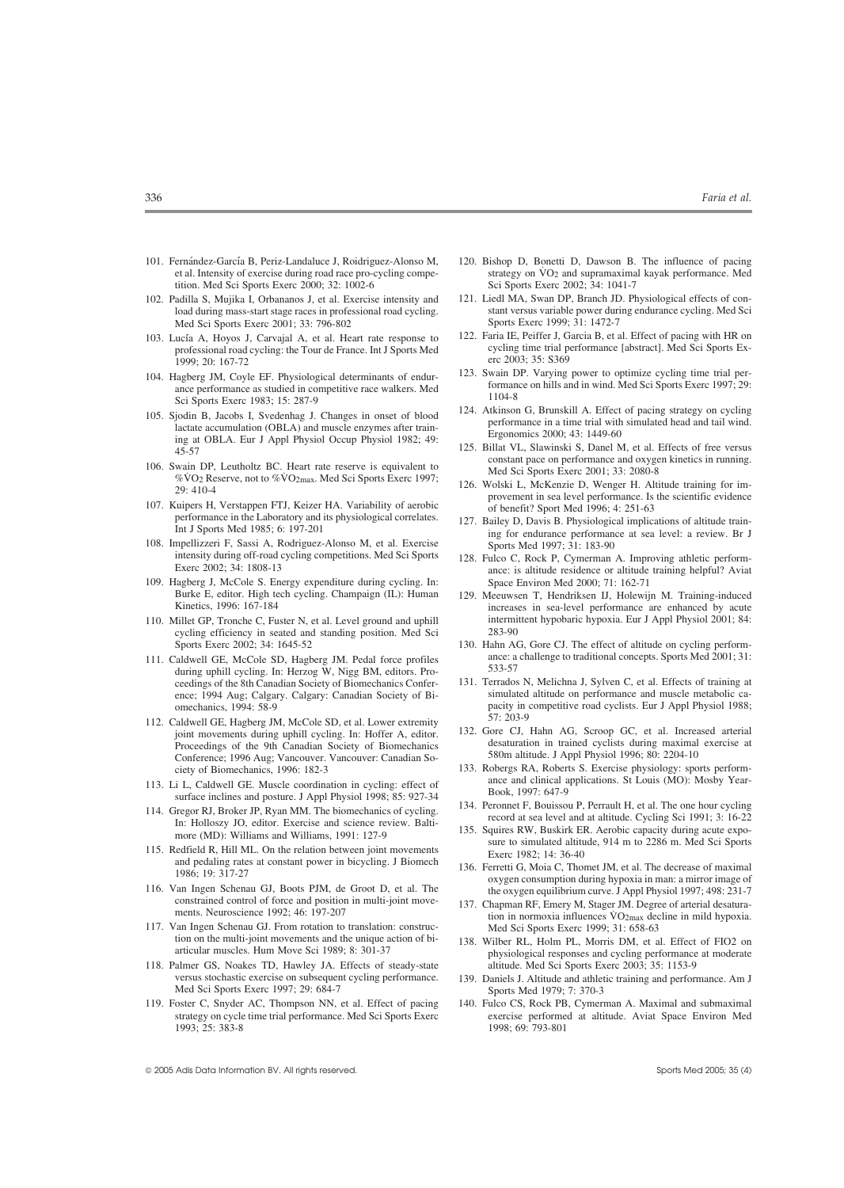101. Fernández-García B, Periz-Landaluce J, Roidriguez-Alonso M, et al. Intensity of exercise during road race pro-cycling competition. Med Sci Sports Exerc 2000; 32: 1002-6
102. Padilla S, Mujika I, Orbananos J, et al. Exercise intensity and load during mass-start stage races in professional road cycling. Med Sci Sports Exerc 2001; 33: 796-802
103. Lucía A, Hoyos J, Carvajal A, et al. Heart rate response to professional road cycling: the Tour de France. Int J Sports Med 1999; 20: 167-72
104. Hagberg JM, Coyle EF. Physiological determinants of endurance performance as studied in competitive race walkers. Med Sci Sports Exerc 1983; 15: 287-9
105. Sjodin B, Jacobs I, Svedenhag J. Changes in onset of blood lactate accumulation (OBLA) and muscle enzymes after training at OBLA. Eur J Appl Physiol Occup Physiol 1982; 49: 45-57
106. Swain DP, Leutholtz BC. Heart rate reserve is equivalent to $\%\dot{V}O_2$ Reserve, not to $\%\dot{V}O_{2max}$. Med Sci Sports Exerc 1997; 29: 410-4
107. Kuipers H, Verstappen FTJ, Keizer HA. Variability of aerobic performance in the Laboratory and its physiological correlates. Int J Sports Med 1985; 6: 197-201
108. Impellizzeri F, Sassi A, Rodriguez-Alonso M, et al. Exercise intensity during off-road cycling competitions. Med Sci Sports Exerc 2002; 34: 1808-13
109. Hagberg J, McCole S. Energy expenditure during cycling. In: Burke E, editor. High tech cycling. Champaign (IL): Human Kinetics, 1996: 167-184
110. Millet GP, Tronche C, Fuster N, et al. Level ground and uphill cycling efficiency in seated and standing position. Med Sci Sports Exerc 2002; 34: 1645-52
111. Caldwell GE, McCole SD, Hagberg JM. Pedal force profiles during uphill cycling. In: Herzog W, Nigg BM, editors. Proceedings of the 8th Canadian Society of Biomechanics Conference; 1994 Aug; Calgary. Calgary: Canadian Society of Biomechanics, 1994: 58-9
112. Caldwell GE, Hagberg JM, McCole SD, et al. Lower extremity joint movements during uphill cycling. In: Hoffer A, editor. Proceedings of the 9th Canadian Society of Biomechanics Conference; 1996 Aug; Vancouver. Vancouver: Canadian Society of Biomechanics, 1996: 182-3
113. Li L, Caldwell GE. Muscle coordination in cycling: effect of surface inclines and posture. J Appl Physiol 1998; 85: 927-34
114. Gregor RJ, Broker JP, Ryan MM. The biomechanics of cycling. In: Holloszy JO, editor. Exercise and science review. Baltimore (MD): Williams and Williams, 1991: 127-9
115. Redfield R, Hill ML. On the relation between joint movements and pedaling rates at constant power in bicycling. J Biomech 1986; 19: 317-27
116. Van Ingen Schenau GJ, Boots PJM, de Groot D, et al. The constrained control of force and position in multi-joint movements. Neuroscience 1992; 46: 197-207
117. Van Ingen Schenau GJ. From rotation to translation: construction on the multi-joint movements and the unique action of bi-articular muscles. Hum Move Sci 1989; 8: 301-37
118. Palmer GS, Noakes TD, Hawley JA. Effects of steady-state versus stochastic exercise on subsequent cycling performance. Med Sci Sports Exerc 1997; 29: 684-7
119. Foster C, Snyder AC, Thompson NN, et al. Effect of pacing strategy on cycle time trial performance. Med Sci Sports Exerc 1993; 25: 383-8
120. Bishop D, Bonetti D, Dawson B. The influence of pacing strategy on $\dot{V}O_2$ and supramaximal kayak performance. Med Sci Sports Exerc 2002; 34: 1041-7
121. Liedl MA, Swan DP, Branch JD. Physiological effects of constant versus variable power during endurance cycling. Med Sci Sports Exerc 1999; 31: 1472-7
122. Faria IE, Peiffer J, Garcia B, et al. Effect of pacing with HR on cycling time trial performance [abstract]. Med Sci Sports Exerc 2003; 35: S369
123. Swain DP. Varying power to optimize cycling time trial performance on hills and in wind. Med Sci Sports Exerc 1997; 29: 1104-8
124. Atkinson G, Brunskill A. Effect of pacing strategy on cycling performance in a time trial with simulated head and tail wind. Ergonomics 2000; 43: 1449-60
125. Billat VL, Slawinski S, Danel M, et al. Effects of free versus constant pace on performance and oxygen kinetics in running. Med Sci Sports Exerc 2001; 33: 2080-8
126. Wolski L, McKenzie D, Wenger H. Altitude training for improvement in sea level performance. Is the scientific evidence of benefit? Sport Med 1996; 4: 251-63
127. Bailey D, Davis B. Physiological implications of altitude training for endurance performance at sea level: a review. Br J Sports Med 1997; 31: 183-90
128. Fulco C, Rock P, Cymerman A. Improving athletic performance: is altitude residence or altitude training helpful? Aviat Space Environ Med 2000; 71: 162-71
129. Meeuwsen T, Hendriksen IJ, Holewijn M. Training-induced increases in sea-level performance are enhanced by acute intermittent hypobaric hypoxia. Eur J Appl Physiol 2001; 84: 283-90
130. Hahn AG, Gore CJ. The effect of altitude on cycling performance: a challenge to traditional concepts. Sports Med 2001; 31: 533-57
131. Terrados N, Melichna J, Sylven C, et al. Effects of training at simulated altitude on performance and muscle metabolic capacity in competitive road cyclists. Eur J Appl Physiol 1988; 57: 203-9
132. Gore CJ, Hahn AG, Scroop GC, et al. Increased arterial desaturation in trained cyclists during maximal exercise at 580m altitude. J Appl Physiol 1996; 80: 2204-10
133. Robergs RA, Roberts S. Exercise physiology: sports performance and clinical applications. St Louis (MO): Mosby Year-Book, 1997: 647-9
134. Peronnet F, Bouissou P, Perrault H, et al. The one hour cycling record at sea level and at altitude. Cycling Sci 1991; 3: 16-22
135. Squires RW, Buskirk ER. Aerobic capacity during acute exposure to simulated altitude, 914 m to 2286 m. Med Sci Sports Exerc 1982; 14: 36-40
136. Ferretti G, Moia C, Thomet JM, et al. The decrease of maximal oxygen consumption during hypoxia in man: a mirror image of the oxygen equilibrium curve. J Appl Physiol 1997; 498: 231-7
137. Chapman RF, Emery M, Stager JM. Degree of arterial desaturation in normoxia influences $\dot{V}O_{2max}$ decline in mild hypoxia. Med Sci Sports Exerc 1999; 31: 658-63
138. Wilber RL, Holm PL, Morris DM, et al. Effect of FIO2 on physiological responses and cycling performance at moderate altitude. Med Sci Sports Exerc 2003; 35: 1153-9
139. Daniels J. Altitude and athletic training and performance. Am J Sports Med 1979; 7: 370-3
140. Fulco CS, Rock PB, Cymerman A. Maximal and submaximal exercise performed at altitude. Aviat Space Environ Med 1998; 69: 793-801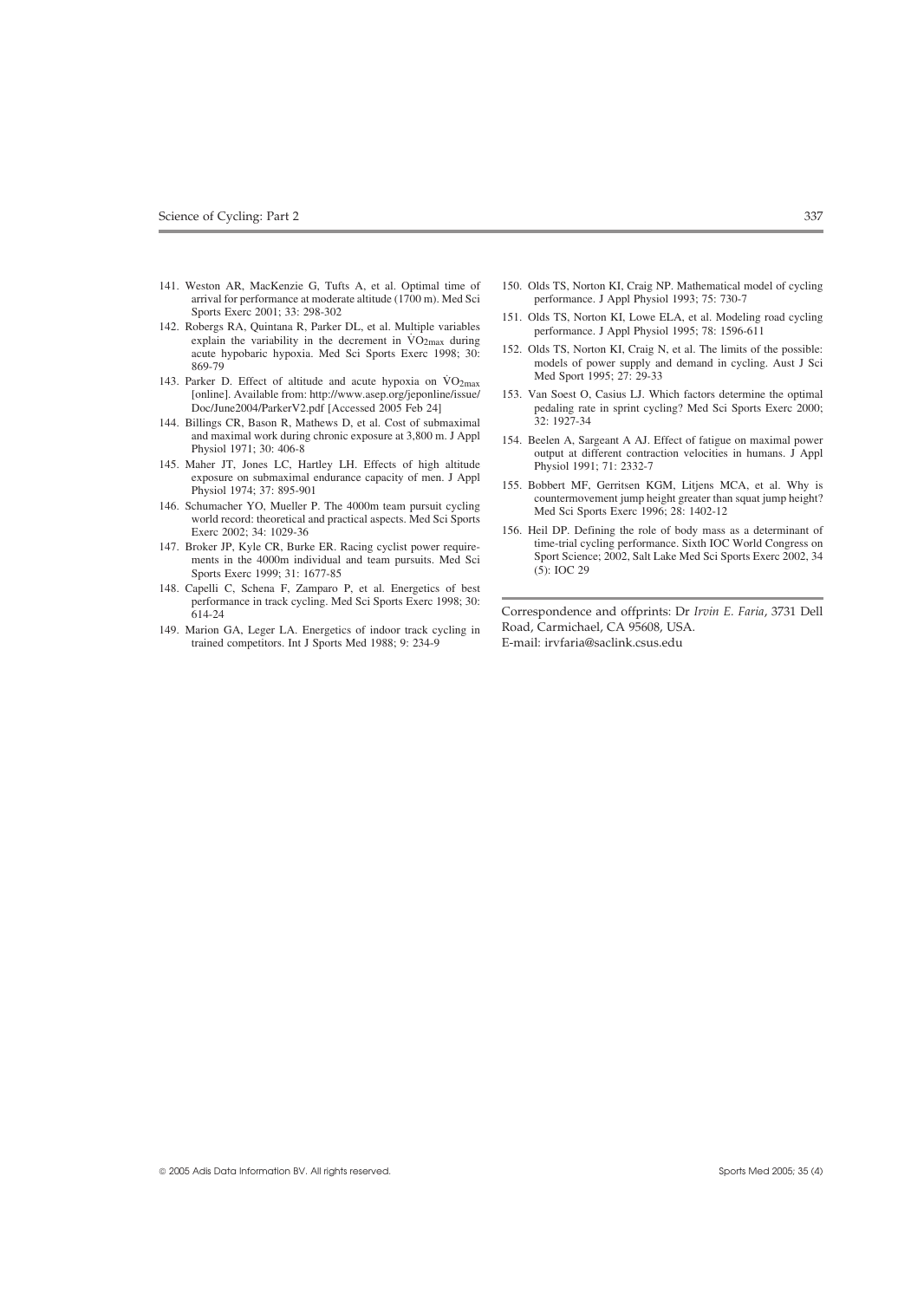141. Weston AR, MacKenzie G, Tufts A, et al. Optimal time of arrival for performance at moderate altitude (1700 m). Med Sci Sports Exerc 2001; 33: 298-302

142. Robergs RA, Quintana R, Parker DL, et al. Multiple variables explain the variability in the decrement in $\dot{V}O_{2max}$ during acute hypobaric hypoxia. Med Sci Sports Exerc 1998; 30: 869-79

143. Parker D. Effect of altitude and acute hypoxia on $\dot{V}O_{2max}$ [online]. Available from: http://www.asep.org/jeponline/issue/Doc/June2004/ParkerV2.pdf [Accessed 2005 Feb 24]

144. Billings CR, Bason R, Mathews D, et al. Cost of submaximal and maximal work during chronic exposure at 3,800 m. J Appl Physiol 1971; 30: 406-8

145. Maher JT, Jones LC, Hartley LH. Effects of high altitude exposure on submaximal endurance capacity of men. J Appl Physiol 1974; 37: 895-901

146. Schumacher YO, Mueller P. The 4000m team pursuit cycling world record: theoretical and practical aspects. Med Sci Sports Exerc 2002; 34: 1029-36

147. Broker JP, Kyle CR, Burke ER. Racing cyclist power requirements in the 4000m individual and team pursuits. Med Sci Sports Exerc 1999; 31: 1677-85

148. Capelli C, Schena F, Zamparo P, et al. Energetics of best performance in track cycling. Med Sci Sports Exerc 1998; 30: 614-24

149. Marion GA, Leger LA. Energetics of indoor track cycling in trained competitors. Int J Sports Med 1988; 9: 234-9

150. Olds TS, Norton KI, Craig NP. Mathematical model of cycling performance. J Appl Physiol 1993; 75: 730-7

151. Olds TS, Norton KI, Lowe ELA, et al. Modeling road cycling performance. J Appl Physiol 1995; 78: 1596-611

152. Olds TS, Norton KI, Craig N, et al. The limits of the possible: models of power supply and demand in cycling. Aust J Sci Med Sport 1995; 27: 29-33

153. Van Soest O, Casius LJ. Which factors determine the optimal pedaling rate in sprint cycling? Med Sci Sports Exerc 2000; 32: 1927-34

154. Beelen A, Sargeant A AJ. Effect of fatigue on maximal power output at different contraction velocities in humans. J Appl Physiol 1991; 71: 2332-7

155. Bobbert MF, Gerritsen KGM, Litjens MCA, et al. Why is countermovement jump height greater than squat jump height? Med Sci Sports Exerc 1996; 28: 1402-12

156. Heil DP. Defining the role of body mass as a determinant of time-trial cycling performance. Sixth IOC World Congress on Sport Science; 2002, Salt Lake Med Sci Sports Exerc 2002, 34 (5): IOC 29

Correspondence and offprints: Dr *Irvin E. Faria*, 3731 Dell Road, Carmichael, CA 95608, USA.
E-mail: irvfaria@saclink.csus.edu